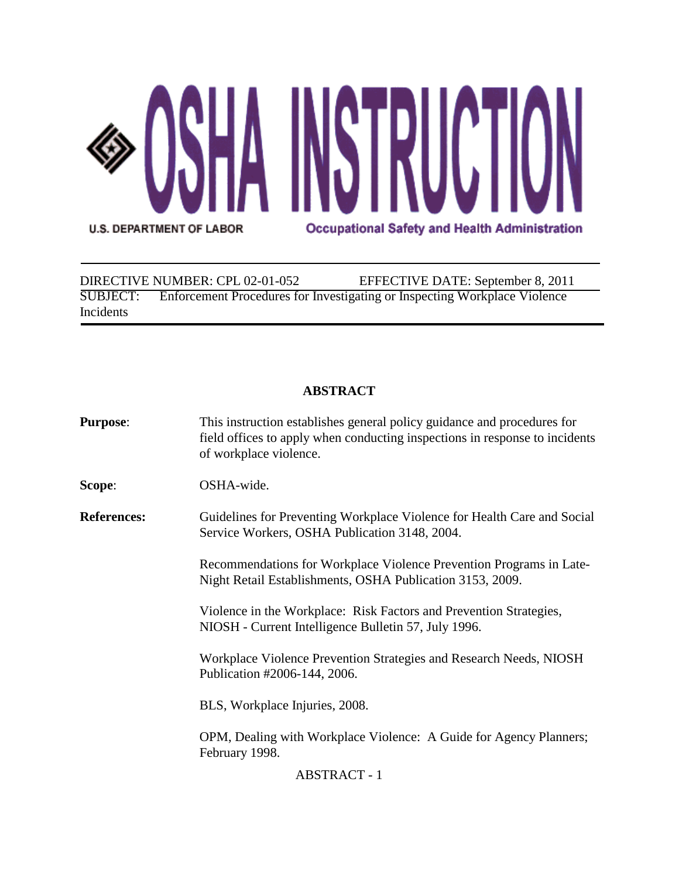# OSHA INSTRUCTION

U.S. DEPARTMENT OF LABOR — Occupational Safety and Health Administration

DIRECTIVE NUMBER: CPL 02-01-052 EFFECTIVE DATE: September 8, 2011

SUBJECT: Enforcement Procedures for Investigating or Inspecting Workplace Violence Incidents

## ABSTRACT

**Purpose**: This instruction establishes general policy guidance and procedures for field offices to apply when conducting inspections in response to incidents of workplace violence.

**Scope**: OSHA-wide.

**References:** Guidelines for Preventing Workplace Violence for Health Care and Social Service Workers, OSHA Publication 3148, 2004.

Recommendations for Workplace Violence Prevention Programs in Late-Night Retail Establishments, OSHA Publication 3153, 2009.

Violence in the Workplace: Risk Factors and Prevention Strategies, NIOSH - Current Intelligence Bulletin 57, July 1996.

Workplace Violence Prevention Strategies and Research Needs, NIOSH Publication #2006-144, 2006.

BLS, Workplace Injuries, 2008.

OPM, Dealing with Workplace Violence: A Guide for Agency Planners; February 1998.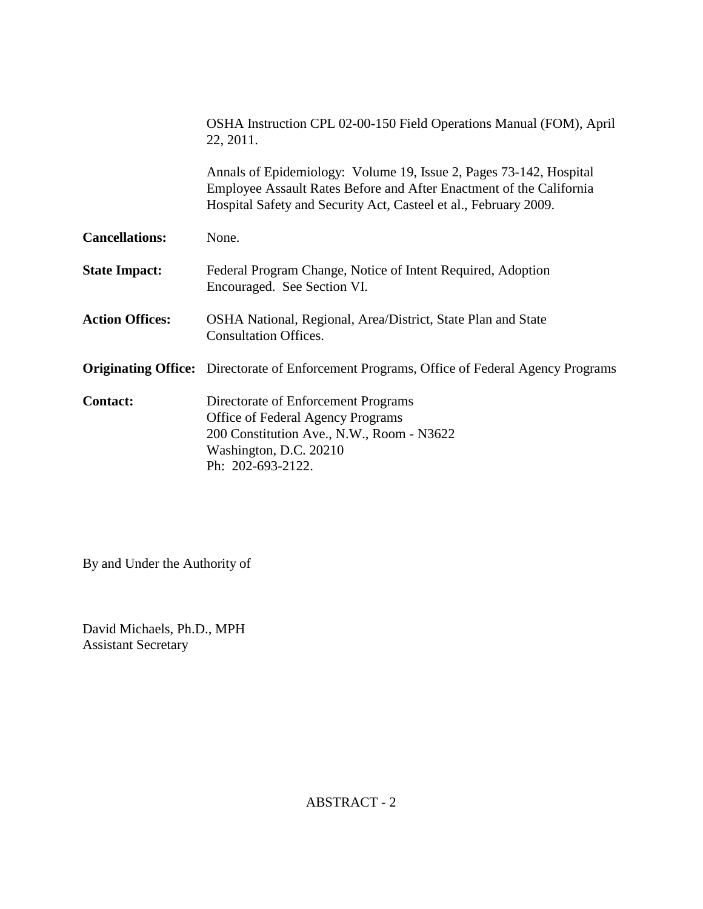OSHA Instruction CPL 02-00-150 Field Operations Manual (FOM), April 22, 2011.

Annals of Epidemiology: Volume 19, Issue 2, Pages 73-142, Hospital Employee Assault Rates Before and After Enactment of the California Hospital Safety and Security Act, Casteel et al., February 2009.

**Cancellations:** None.

**State Impact:** Federal Program Change, Notice of Intent Required, Adoption Encouraged. See Section VI.

**Action Offices:** OSHA National, Regional, Area/District, State Plan and State Consultation Offices.

**Originating Office:** Directorate of Enforcement Programs, Office of Federal Agency Programs

**Contact:** Directorate of Enforcement Programs
Office of Federal Agency Programs
200 Constitution Ave., N.W., Room - N3622
Washington, D.C. 20210
Ph: 202-693-2122.

By and Under the Authority of

David Michaels, Ph.D., MPH
Assistant Secretary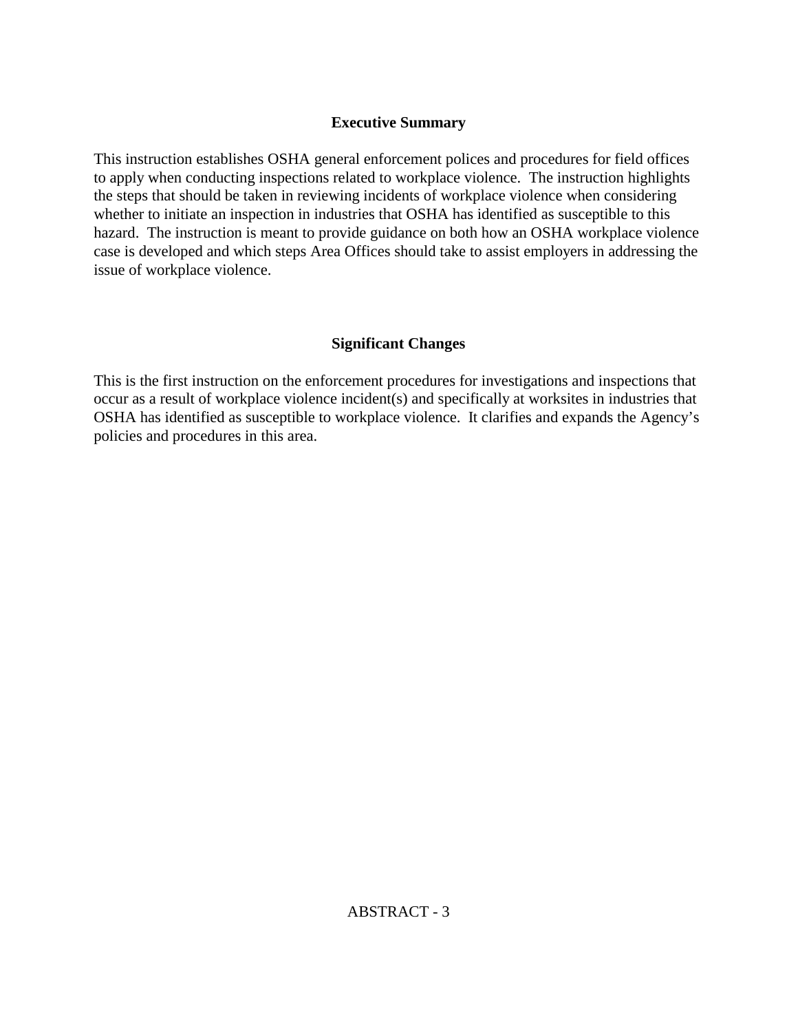## Executive Summary

This instruction establishes OSHA general enforcement polices and procedures for field offices to apply when conducting inspections related to workplace violence. The instruction highlights the steps that should be taken in reviewing incidents of workplace violence when considering whether to initiate an inspection in industries that OSHA has identified as susceptible to this hazard. The instruction is meant to provide guidance on both how an OSHA workplace violence case is developed and which steps Area Offices should take to assist employers in addressing the issue of workplace violence.

## Significant Changes

This is the first instruction on the enforcement procedures for investigations and inspections that occur as a result of workplace violence incident(s) and specifically at worksites in industries that OSHA has identified as susceptible to workplace violence. It clarifies and expands the Agency's policies and procedures in this area.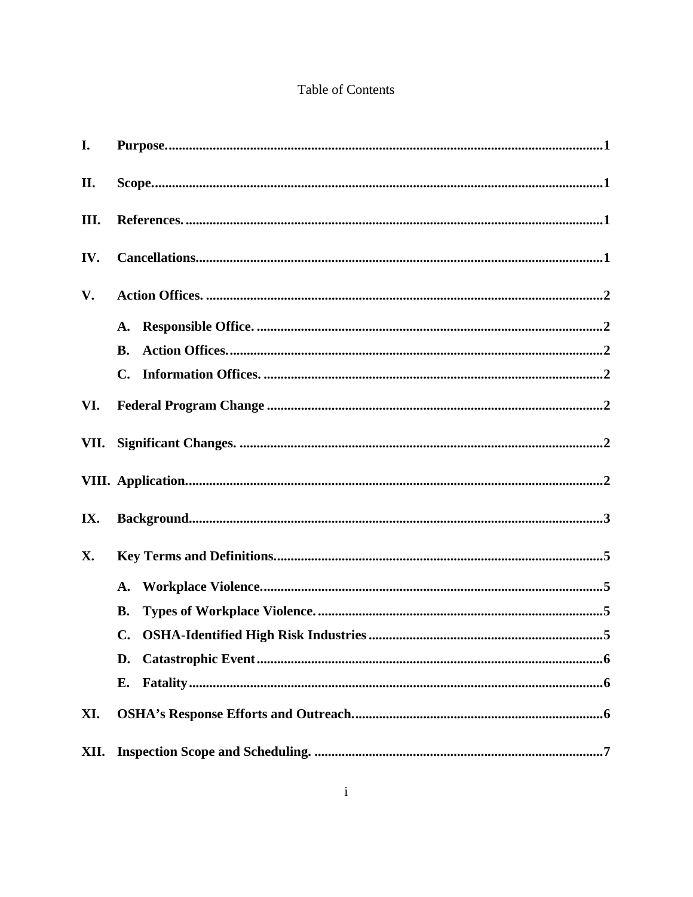# Table of Contents

- **I. Purpose.** 1
- **II. Scope.** 1
- **III. References.** 1
- **IV. Cancellations.** 1
- **V. Action Offices.** 2
  - **A. Responsible Office.** 2
  - **B. Action Offices.** 2
  - **C. Information Offices.** 2
- **VI. Federal Program Change** 2
- **VII. Significant Changes.** 2
- **VIII. Application.** 2
- **IX. Background.** 3
- **X. Key Terms and Definitions.** 5
  - **A. Workplace Violence.** 5
  - **B. Types of Workplace Violence.** 5
  - **C. OSHA-Identified High Risk Industries** 5
  - **D. Catastrophic Event** 6
  - **E. Fatality** 6
- **XI. OSHA's Response Efforts and Outreach.** 6
- **XII. Inspection Scope and Scheduling.** 7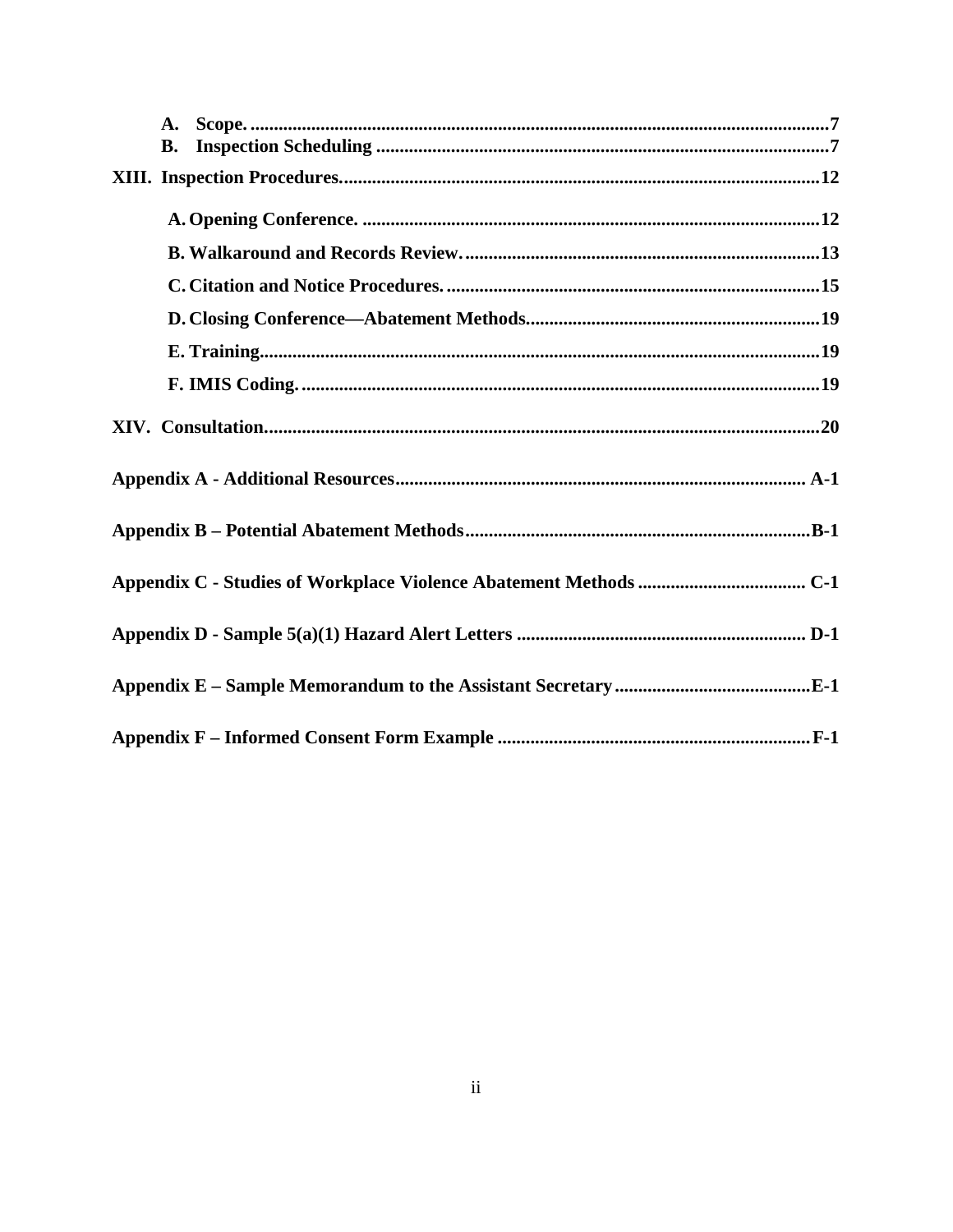- **A. Scope.** .......... 7
- **B. Inspection Scheduling** .......... 7

**XIII. Inspection Procedures.** .......... 12

- **A. Opening Conference.** .......... 12
- **B. Walkaround and Records Review.** .......... 13
- **C. Citation and Notice Procedures.** .......... 15
- **D. Closing Conference—Abatement Methods.** .......... 19
- **E. Training.** .......... 19
- **F. IMIS Coding.** .......... 19

**XIV. Consultation.** .......... 20

**Appendix A - Additional Resources** .......... A-1

**Appendix B – Potential Abatement Methods** .......... B-1

**Appendix C - Studies of Workplace Violence Abatement Methods** .......... C-1

**Appendix D - Sample 5(a)(1) Hazard Alert Letters** .......... D-1

**Appendix E – Sample Memorandum to the Assistant Secretary** .......... E-1

**Appendix F – Informed Consent Form Example** .......... F-1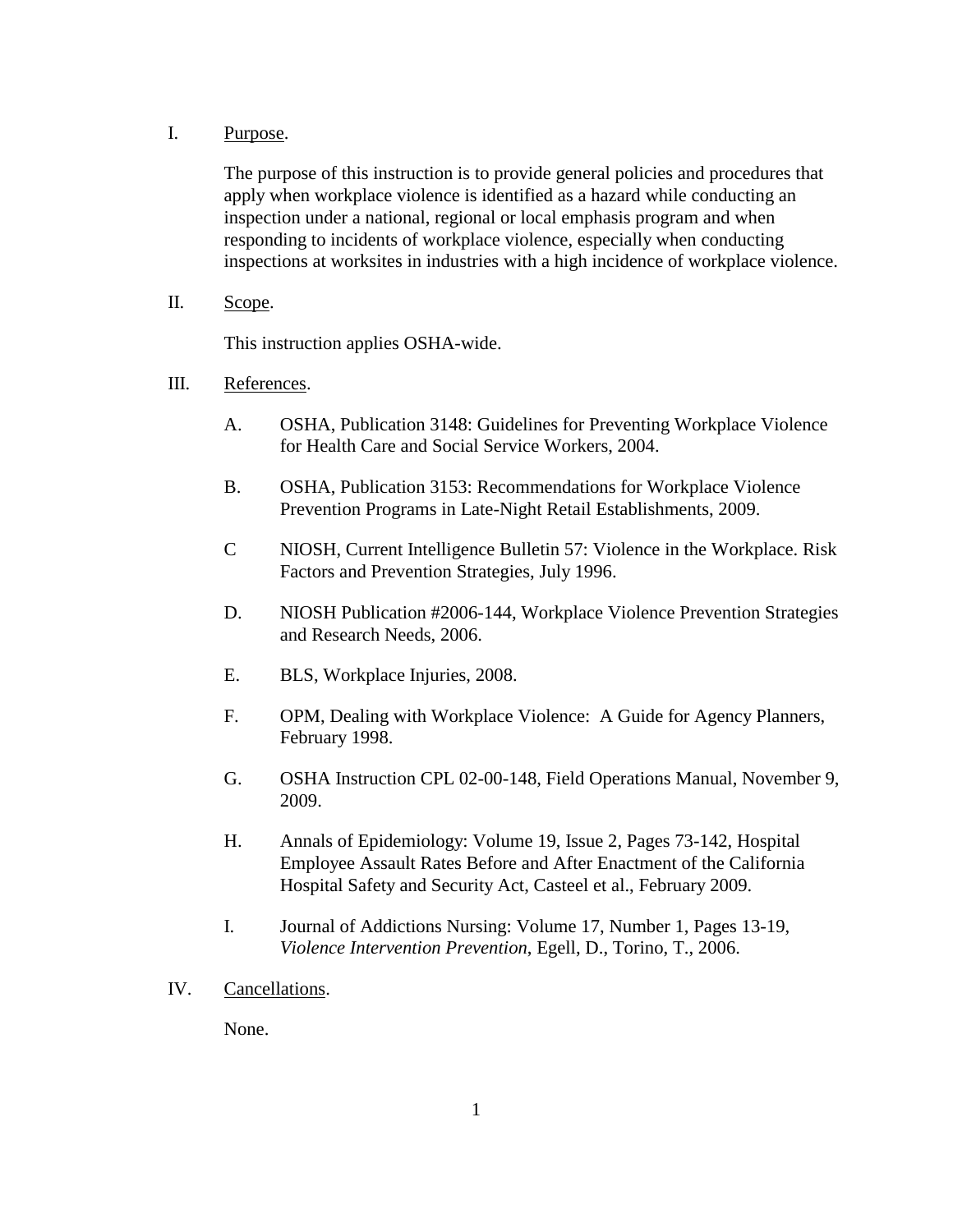I. Purpose.

The purpose of this instruction is to provide general policies and procedures that apply when workplace violence is identified as a hazard while conducting an inspection under a national, regional or local emphasis program and when responding to incidents of workplace violence, especially when conducting inspections at worksites in industries with a high incidence of workplace violence.

II. Scope.

This instruction applies OSHA-wide.

III. References.

A. OSHA, Publication 3148: Guidelines for Preventing Workplace Violence for Health Care and Social Service Workers, 2004.

B. OSHA, Publication 3153: Recommendations for Workplace Violence Prevention Programs in Late-Night Retail Establishments, 2009.

C NIOSH, Current Intelligence Bulletin 57: Violence in the Workplace. Risk Factors and Prevention Strategies, July 1996.

D. NIOSH Publication #2006-144, Workplace Violence Prevention Strategies and Research Needs, 2006.

E. BLS, Workplace Injuries, 2008.

F. OPM, Dealing with Workplace Violence: A Guide for Agency Planners, February 1998.

G. OSHA Instruction CPL 02-00-148, Field Operations Manual, November 9, 2009.

H. Annals of Epidemiology: Volume 19, Issue 2, Pages 73-142, Hospital Employee Assault Rates Before and After Enactment of the California Hospital Safety and Security Act, Casteel et al., February 2009.

I. Journal of Addictions Nursing: Volume 17, Number 1, Pages 13-19, *Violence Intervention Prevention*, Egell, D., Torino, T., 2006.

IV. Cancellations.

None.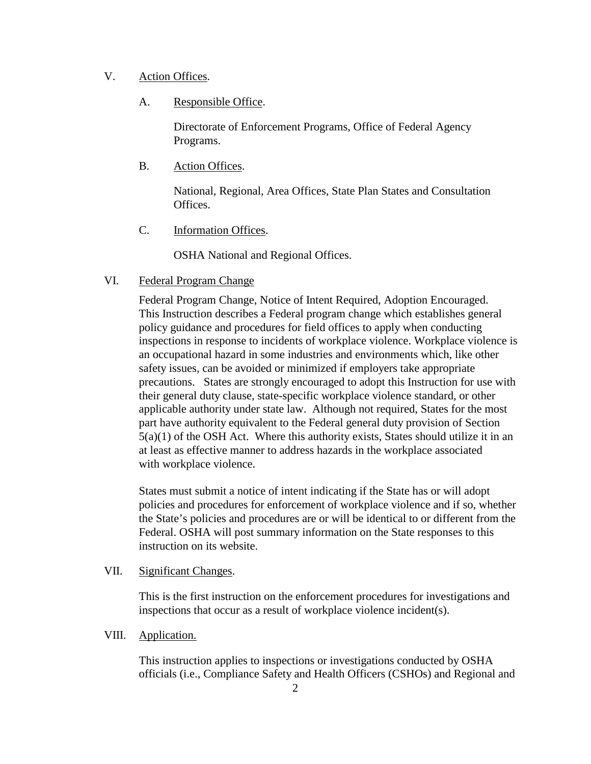V. Action Offices.

A. Responsible Office.

Directorate of Enforcement Programs, Office of Federal Agency Programs.

B. Action Offices.

National, Regional, Area Offices, State Plan States and Consultation Offices.

C. Information Offices.

OSHA National and Regional Offices.

VI. Federal Program Change

Federal Program Change, Notice of Intent Required, Adoption Encouraged. This Instruction describes a Federal program change which establishes general policy guidance and procedures for field offices to apply when conducting inspections in response to incidents of workplace violence. Workplace violence is an occupational hazard in some industries and environments which, like other safety issues, can be avoided or minimized if employers take appropriate precautions. States are strongly encouraged to adopt this Instruction for use with their general duty clause, state-specific workplace violence standard, or other applicable authority under state law. Although not required, States for the most part have authority equivalent to the Federal general duty provision of Section 5(a)(1) of the OSH Act. Where this authority exists, States should utilize it in an at least as effective manner to address hazards in the workplace associated with workplace violence.

States must submit a notice of intent indicating if the State has or will adopt policies and procedures for enforcement of workplace violence and if so, whether the State's policies and procedures are or will be identical to or different from the Federal. OSHA will post summary information on the State responses to this instruction on its website.

VII. Significant Changes.

This is the first instruction on the enforcement procedures for investigations and inspections that occur as a result of workplace violence incident(s).

VIII. Application.

This instruction applies to inspections or investigations conducted by OSHA officials (i.e., Compliance Safety and Health Officers (CSHOs) and Regional and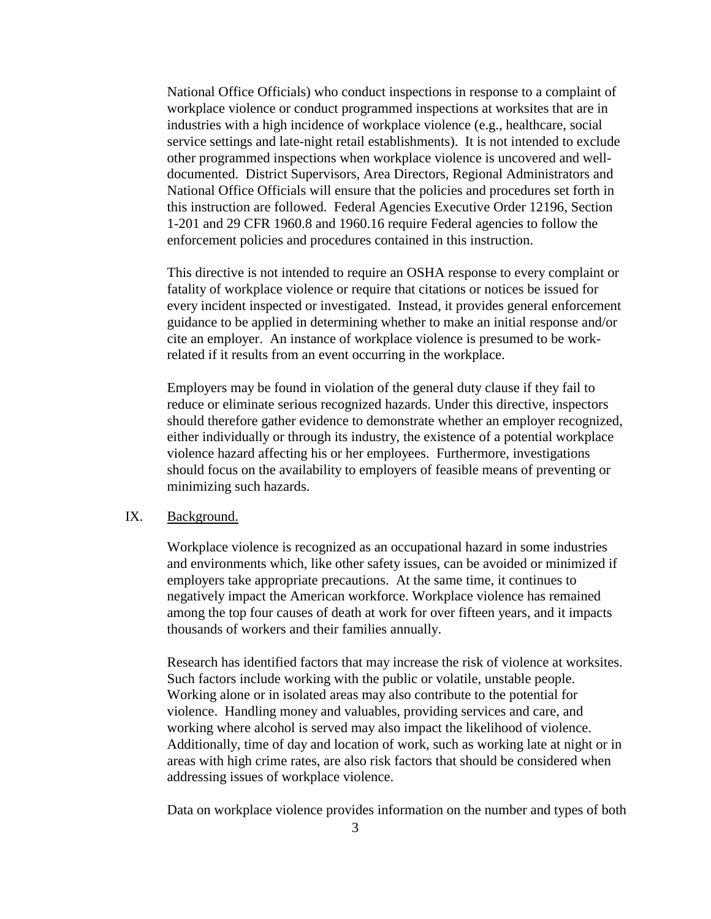National Office Officials) who conduct inspections in response to a complaint of workplace violence or conduct programmed inspections at worksites that are in industries with a high incidence of workplace violence (e.g., healthcare, social service settings and late-night retail establishments). It is not intended to exclude other programmed inspections when workplace violence is uncovered and well-documented. District Supervisors, Area Directors, Regional Administrators and National Office Officials will ensure that the policies and procedures set forth in this instruction are followed. Federal Agencies Executive Order 12196, Section 1-201 and 29 CFR 1960.8 and 1960.16 require Federal agencies to follow the enforcement policies and procedures contained in this instruction.

This directive is not intended to require an OSHA response to every complaint or fatality of workplace violence or require that citations or notices be issued for every incident inspected or investigated. Instead, it provides general enforcement guidance to be applied in determining whether to make an initial response and/or cite an employer. An instance of workplace violence is presumed to be work-related if it results from an event occurring in the workplace.

Employers may be found in violation of the general duty clause if they fail to reduce or eliminate serious recognized hazards. Under this directive, inspectors should therefore gather evidence to demonstrate whether an employer recognized, either individually or through its industry, the existence of a potential workplace violence hazard affecting his or her employees. Furthermore, investigations should focus on the availability to employers of feasible means of preventing or minimizing such hazards.

## IX. Background.

Workplace violence is recognized as an occupational hazard in some industries and environments which, like other safety issues, can be avoided or minimized if employers take appropriate precautions. At the same time, it continues to negatively impact the American workforce. Workplace violence has remained among the top four causes of death at work for over fifteen years, and it impacts thousands of workers and their families annually.

Research has identified factors that may increase the risk of violence at worksites. Such factors include working with the public or volatile, unstable people. Working alone or in isolated areas may also contribute to the potential for violence. Handling money and valuables, providing services and care, and working where alcohol is served may also impact the likelihood of violence. Additionally, time of day and location of work, such as working late at night or in areas with high crime rates, are also risk factors that should be considered when addressing issues of workplace violence.

Data on workplace violence provides information on the number and types of both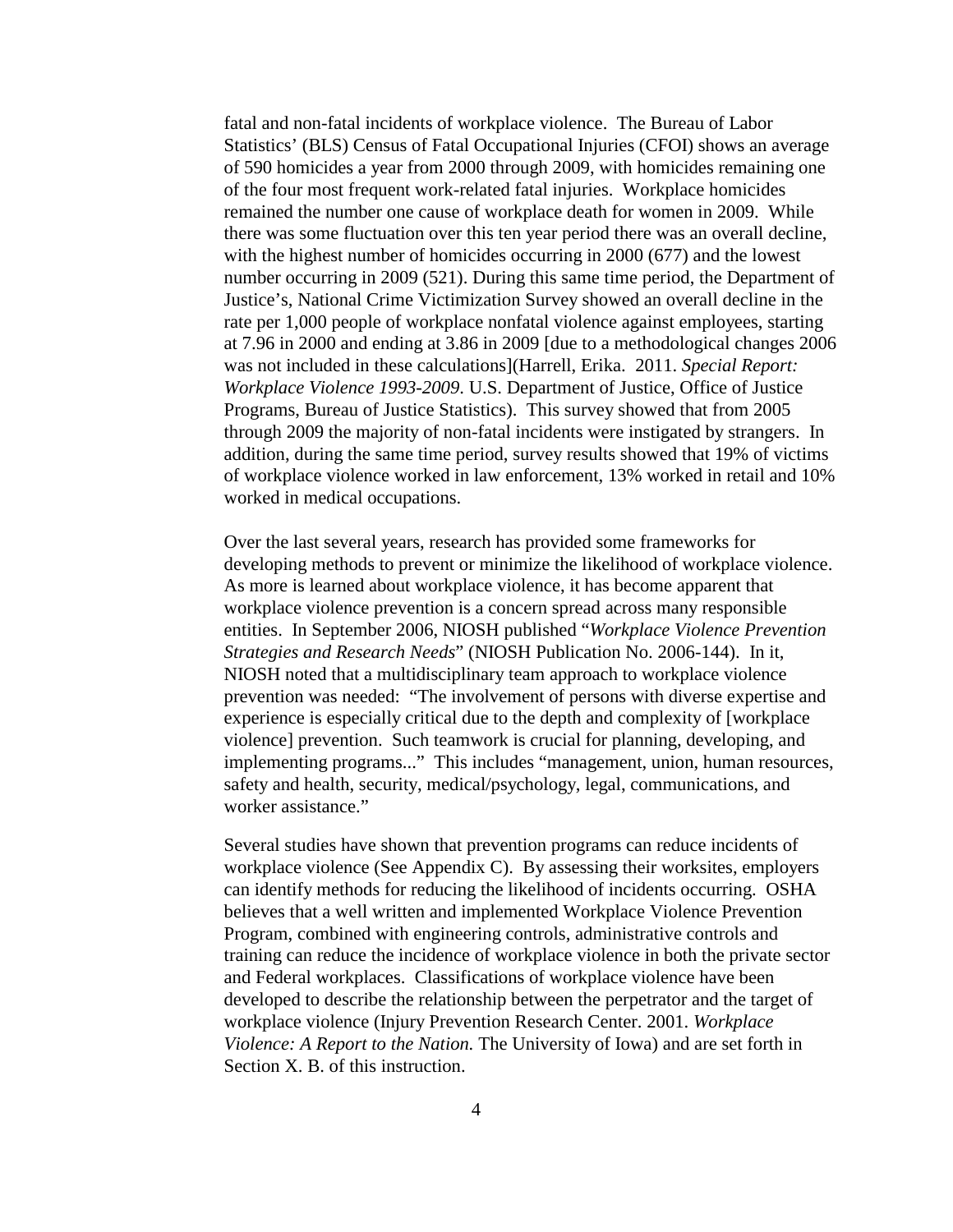fatal and non-fatal incidents of workplace violence. The Bureau of Labor Statistics' (BLS) Census of Fatal Occupational Injuries (CFOI) shows an average of 590 homicides a year from 2000 through 2009, with homicides remaining one of the four most frequent work-related fatal injuries. Workplace homicides remained the number one cause of workplace death for women in 2009. While there was some fluctuation over this ten year period there was an overall decline, with the highest number of homicides occurring in 2000 (677) and the lowest number occurring in 2009 (521). During this same time period, the Department of Justice's, National Crime Victimization Survey showed an overall decline in the rate per 1,000 people of workplace nonfatal violence against employees, starting at 7.96 in 2000 and ending at 3.86 in 2009 [due to a methodological changes 2006 was not included in these calculations](Harrell, Erika. 2011. *Special Report: Workplace Violence 1993-2009*. U.S. Department of Justice, Office of Justice Programs, Bureau of Justice Statistics). This survey showed that from 2005 through 2009 the majority of non-fatal incidents were instigated by strangers. In addition, during the same time period, survey results showed that 19% of victims of workplace violence worked in law enforcement, 13% worked in retail and 10% worked in medical occupations.

Over the last several years, research has provided some frameworks for developing methods to prevent or minimize the likelihood of workplace violence. As more is learned about workplace violence, it has become apparent that workplace violence prevention is a concern spread across many responsible entities. In September 2006, NIOSH published "*Workplace Violence Prevention Strategies and Research Needs*" (NIOSH Publication No. 2006-144). In it, NIOSH noted that a multidisciplinary team approach to workplace violence prevention was needed: "The involvement of persons with diverse expertise and experience is especially critical due to the depth and complexity of [workplace violence] prevention. Such teamwork is crucial for planning, developing, and implementing programs..." This includes "management, union, human resources, safety and health, security, medical/psychology, legal, communications, and worker assistance."

Several studies have shown that prevention programs can reduce incidents of workplace violence (See Appendix C). By assessing their worksites, employers can identify methods for reducing the likelihood of incidents occurring. OSHA believes that a well written and implemented Workplace Violence Prevention Program, combined with engineering controls, administrative controls and training can reduce the incidence of workplace violence in both the private sector and Federal workplaces. Classifications of workplace violence have been developed to describe the relationship between the perpetrator and the target of workplace violence (Injury Prevention Research Center. 2001. *Workplace Violence: A Report to the Nation.* The University of Iowa) and are set forth in Section X. B. of this instruction.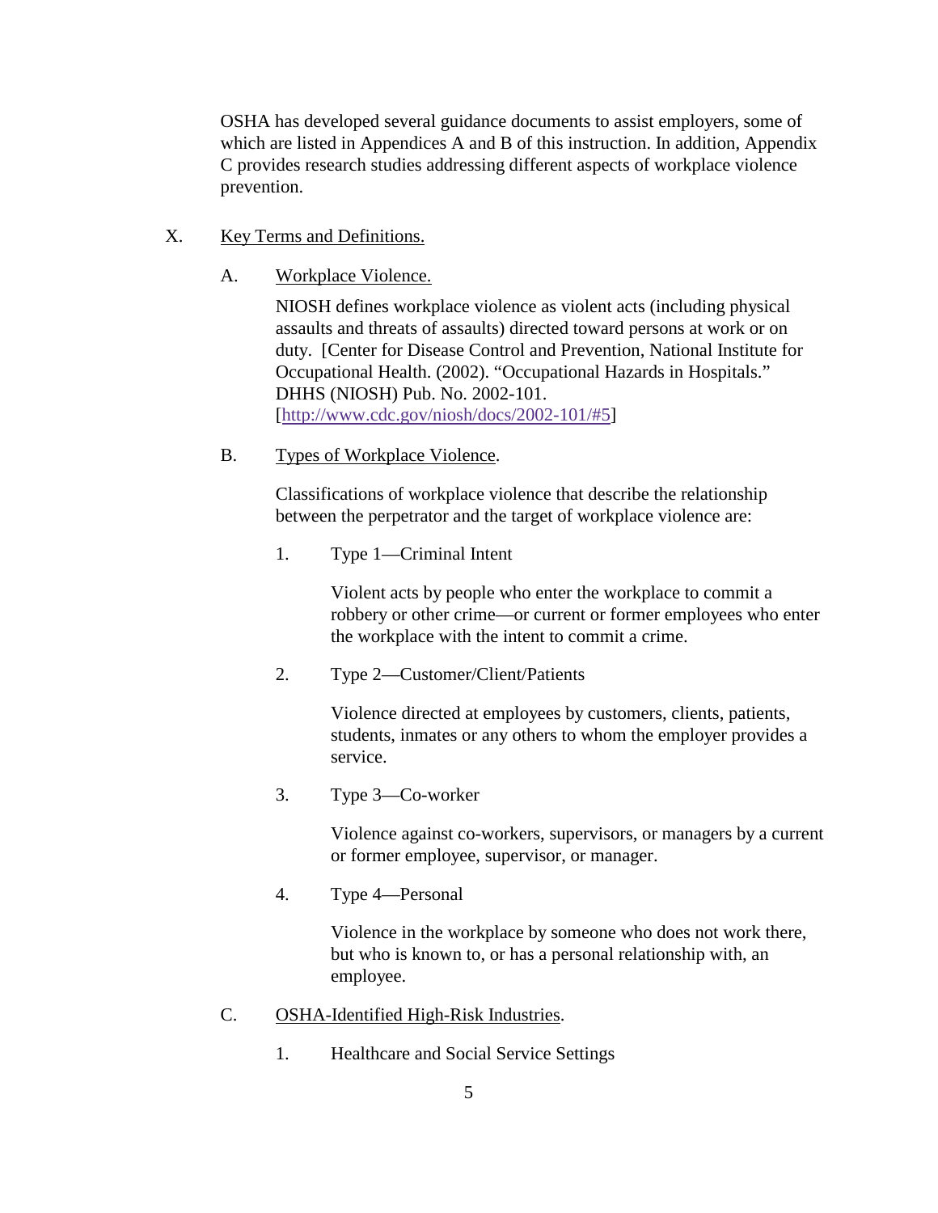OSHA has developed several guidance documents to assist employers, some of which are listed in Appendices A and B of this instruction. In addition, Appendix C provides research studies addressing different aspects of workplace violence prevention.

## X. Key Terms and Definitions.

### A. Workplace Violence.

NIOSH defines workplace violence as violent acts (including physical assaults and threats of assaults) directed toward persons at work or on duty. [Center for Disease Control and Prevention, National Institute for Occupational Health. (2002). "Occupational Hazards in Hospitals." DHHS (NIOSH) Pub. No. 2002-101. [http://www.cdc.gov/niosh/docs/2002-101/#5](http://www.cdc.gov/niosh/docs/2002-101/#5)]

### B. Types of Workplace Violence.

Classifications of workplace violence that describe the relationship between the perpetrator and the target of workplace violence are:

1. Type 1—Criminal Intent

   Violent acts by people who enter the workplace to commit a robbery or other crime—or current or former employees who enter the workplace with the intent to commit a crime.

2. Type 2—Customer/Client/Patients

   Violence directed at employees by customers, clients, patients, students, inmates or any others to whom the employer provides a service.

3. Type 3—Co-worker

   Violence against co-workers, supervisors, or managers by a current or former employee, supervisor, or manager.

4. Type 4—Personal

   Violence in the workplace by someone who does not work there, but who is known to, or has a personal relationship with, an employee.

### C. OSHA-Identified High-Risk Industries.

1. Healthcare and Social Service Settings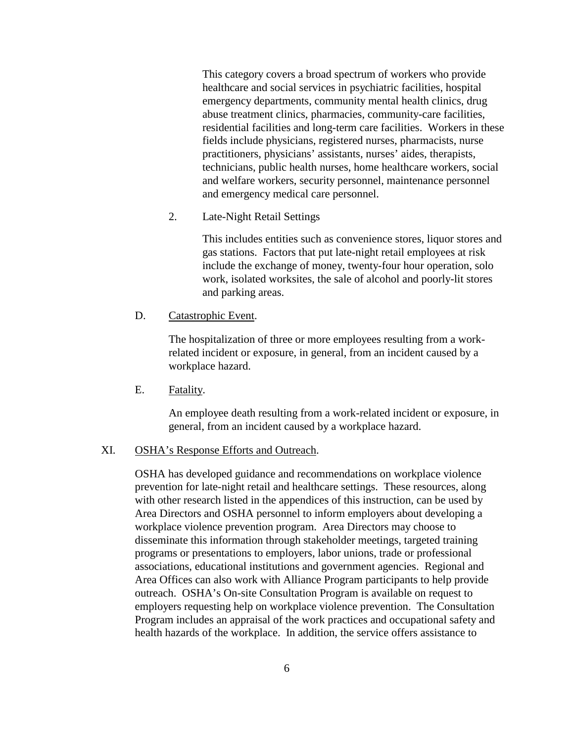This category covers a broad spectrum of workers who provide healthcare and social services in psychiatric facilities, hospital emergency departments, community mental health clinics, drug abuse treatment clinics, pharmacies, community-care facilities, residential facilities and long-term care facilities. Workers in these fields include physicians, registered nurses, pharmacists, nurse practitioners, physicians' assistants, nurses' aides, therapists, technicians, public health nurses, home healthcare workers, social and welfare workers, security personnel, maintenance personnel and emergency medical care personnel.

2. Late-Night Retail Settings

   This includes entities such as convenience stores, liquor stores and gas stations. Factors that put late-night retail employees at risk include the exchange of money, twenty-four hour operation, solo work, isolated worksites, the sale of alcohol and poorly-lit stores and parking areas.

D. Catastrophic Event.

   The hospitalization of three or more employees resulting from a work-related incident or exposure, in general, from an incident caused by a workplace hazard.

E. Fatality.

   An employee death resulting from a work-related incident or exposure, in general, from an incident caused by a workplace hazard.

## XI. OSHA's Response Efforts and Outreach.

OSHA has developed guidance and recommendations on workplace violence prevention for late-night retail and healthcare settings. These resources, along with other research listed in the appendices of this instruction, can be used by Area Directors and OSHA personnel to inform employers about developing a workplace violence prevention program. Area Directors may choose to disseminate this information through stakeholder meetings, targeted training programs or presentations to employers, labor unions, trade or professional associations, educational institutions and government agencies. Regional and Area Offices can also work with Alliance Program participants to help provide outreach. OSHA's On-site Consultation Program is available on request to employers requesting help on workplace violence prevention. The Consultation Program includes an appraisal of the work practices and occupational safety and health hazards of the workplace. In addition, the service offers assistance to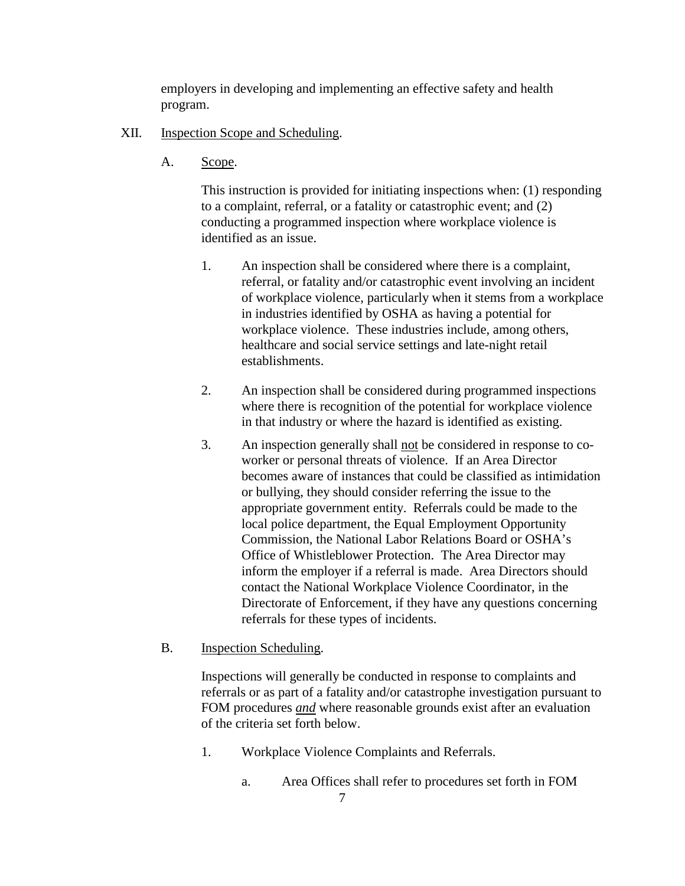employers in developing and implementing an effective safety and health program.

XII. Inspection Scope and Scheduling.

A. Scope.

This instruction is provided for initiating inspections when: (1) responding to a complaint, referral, or a fatality or catastrophic event; and (2) conducting a programmed inspection where workplace violence is identified as an issue.

1. An inspection shall be considered where there is a complaint, referral, or fatality and/or catastrophic event involving an incident of workplace violence, particularly when it stems from a workplace in industries identified by OSHA as having a potential for workplace violence. These industries include, among others, healthcare and social service settings and late-night retail establishments.

2. An inspection shall be considered during programmed inspections where there is recognition of the potential for workplace violence in that industry or where the hazard is identified as existing.

3. An inspection generally shall not be considered in response to co-worker or personal threats of violence. If an Area Director becomes aware of instances that could be classified as intimidation or bullying, they should consider referring the issue to the appropriate government entity. Referrals could be made to the local police department, the Equal Employment Opportunity Commission, the National Labor Relations Board or OSHA's Office of Whistleblower Protection. The Area Director may inform the employer if a referral is made. Area Directors should contact the National Workplace Violence Coordinator, in the Directorate of Enforcement, if they have any questions concerning referrals for these types of incidents.

B. Inspection Scheduling.

Inspections will generally be conducted in response to complaints and referrals or as part of a fatality and/or catastrophe investigation pursuant to FOM procedures ***and*** where reasonable grounds exist after an evaluation of the criteria set forth below.

1. Workplace Violence Complaints and Referrals.

a. Area Offices shall refer to procedures set forth in FOM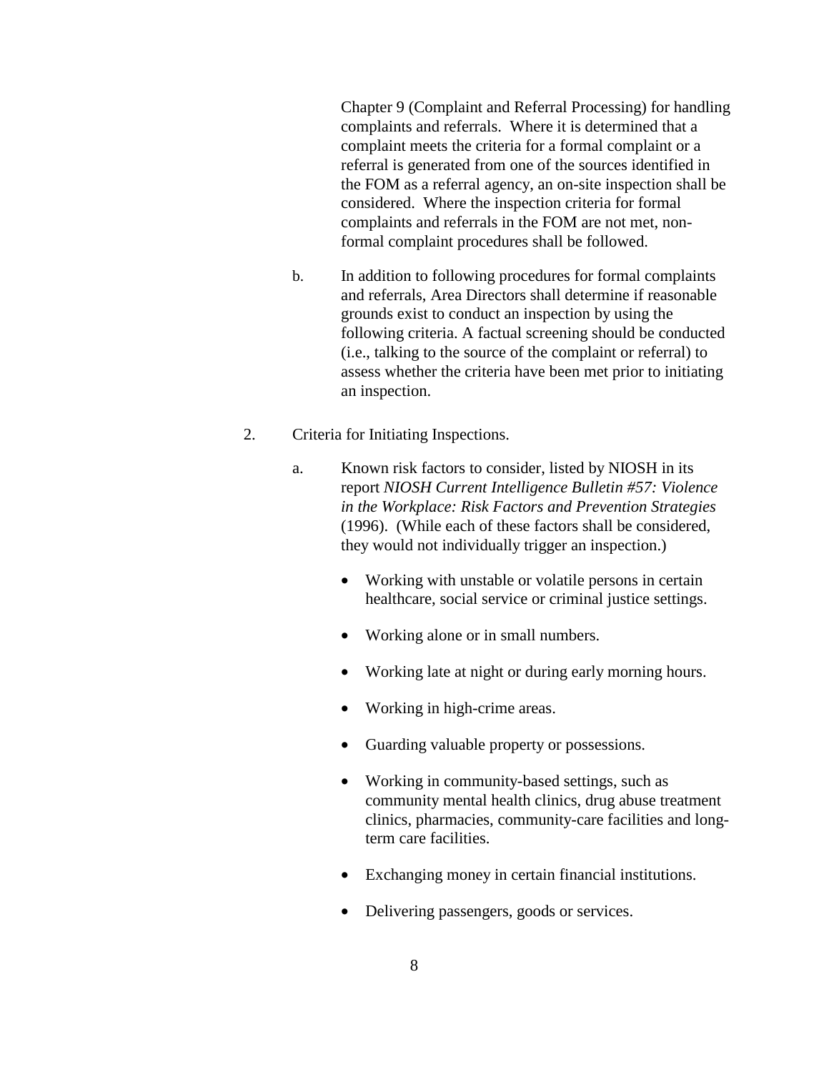Chapter 9 (Complaint and Referral Processing) for handling complaints and referrals. Where it is determined that a complaint meets the criteria for a formal complaint or a referral is generated from one of the sources identified in the FOM as a referral agency, an on-site inspection shall be considered. Where the inspection criteria for formal complaints and referrals in the FOM are not met, non-formal complaint procedures shall be followed.

b. In addition to following procedures for formal complaints and referrals, Area Directors shall determine if reasonable grounds exist to conduct an inspection by using the following criteria. A factual screening should be conducted (i.e., talking to the source of the complaint or referral) to assess whether the criteria have been met prior to initiating an inspection.

2. Criteria for Initiating Inspections.

a. Known risk factors to consider, listed by NIOSH in its report *NIOSH Current Intelligence Bulletin #57: Violence in the Workplace: Risk Factors and Prevention Strategies* (1996). (While each of these factors shall be considered, they would not individually trigger an inspection.)

- Working with unstable or volatile persons in certain healthcare, social service or criminal justice settings.
- Working alone or in small numbers.
- Working late at night or during early morning hours.
- Working in high-crime areas.
- Guarding valuable property or possessions.
- Working in community-based settings, such as community mental health clinics, drug abuse treatment clinics, pharmacies, community-care facilities and long-term care facilities.
- Exchanging money in certain financial institutions.
- Delivering passengers, goods or services.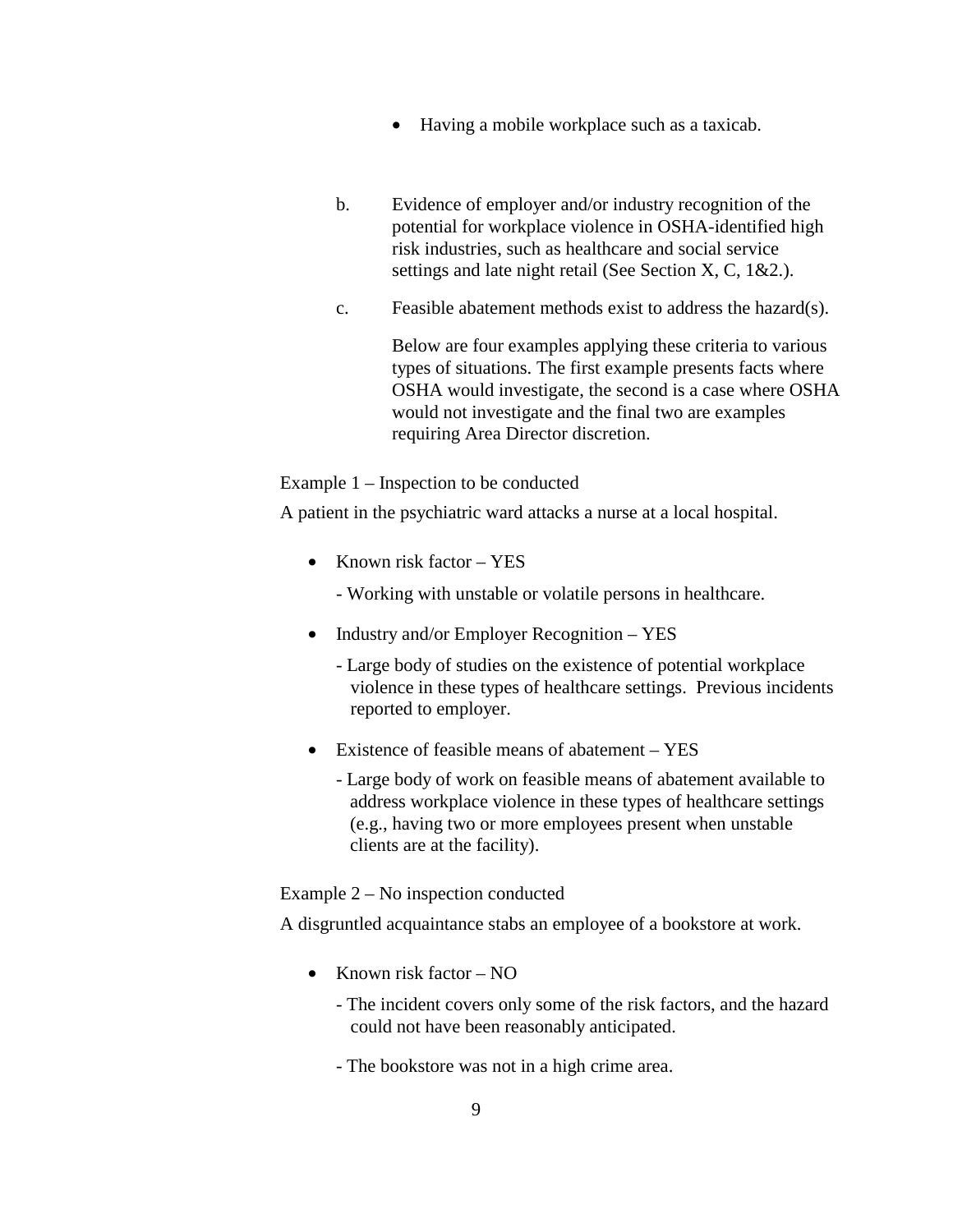- Having a mobile workplace such as a taxicab.

b. Evidence of employer and/or industry recognition of the potential for workplace violence in OSHA-identified high risk industries, such as healthcare and social service settings and late night retail (See Section X, C, 1&2.).

c. Feasible abatement methods exist to address the hazard(s).

Below are four examples applying these criteria to various types of situations. The first example presents facts where OSHA would investigate, the second is a case where OSHA would not investigate and the final two are examples requiring Area Director discretion.

Example 1 – Inspection to be conducted

A patient in the psychiatric ward attacks a nurse at a local hospital.

- Known risk factor – YES
  - Working with unstable or volatile persons in healthcare.
- Industry and/or Employer Recognition – YES
  - Large body of studies on the existence of potential workplace violence in these types of healthcare settings. Previous incidents reported to employer.
- Existence of feasible means of abatement – YES
  - Large body of work on feasible means of abatement available to address workplace violence in these types of healthcare settings (e.g., having two or more employees present when unstable clients are at the facility).

Example 2 – No inspection conducted

A disgruntled acquaintance stabs an employee of a bookstore at work.

- Known risk factor – NO
  - The incident covers only some of the risk factors, and the hazard could not have been reasonably anticipated.
  - The bookstore was not in a high crime area.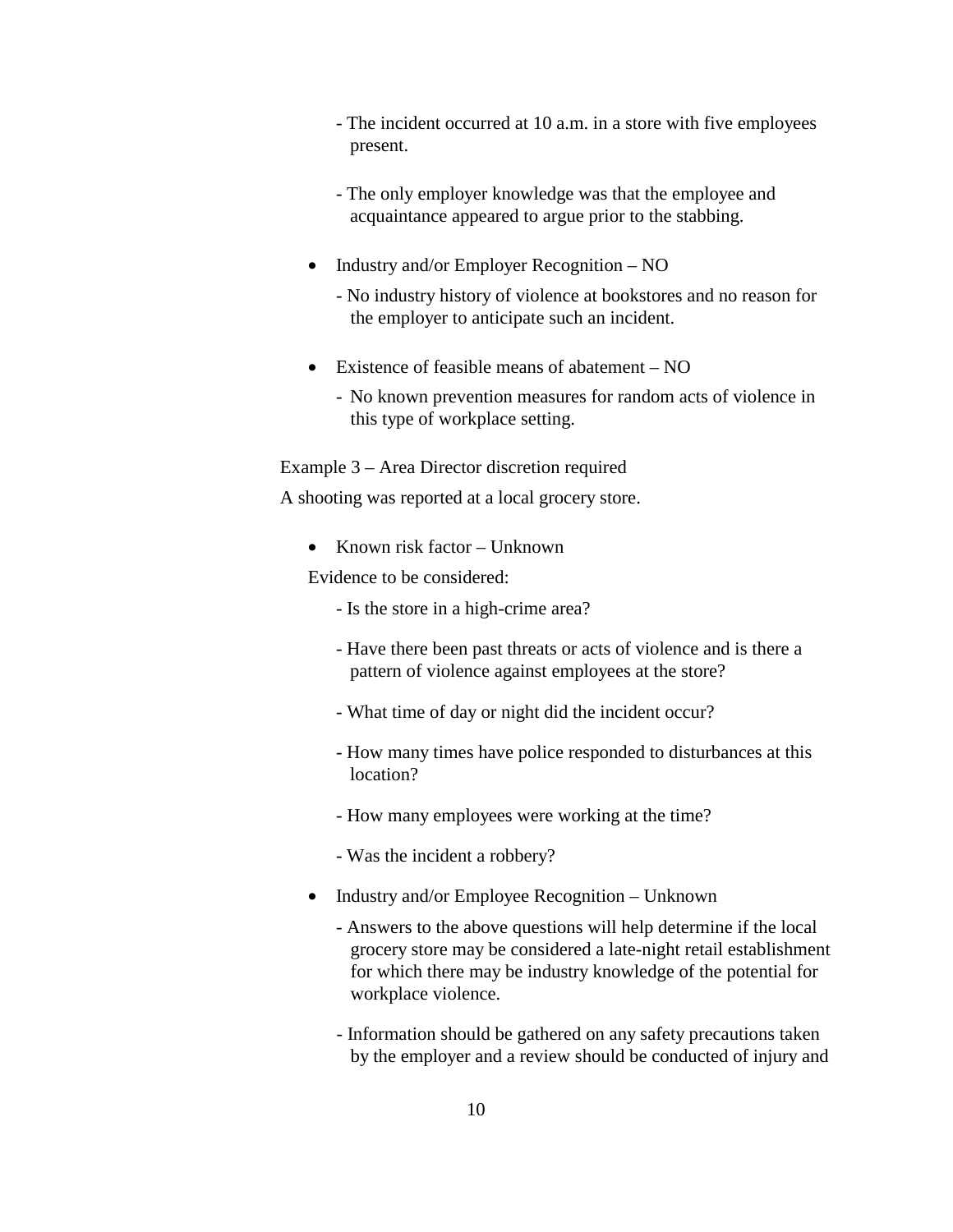- The incident occurred at 10 a.m. in a store with five employees present.

  - The only employer knowledge was that the employee and acquaintance appeared to argue prior to the stabbing.

- Industry and/or Employer Recognition – NO

  - No industry history of violence at bookstores and no reason for the employer to anticipate such an incident.

- Existence of feasible means of abatement – NO

  - No known prevention measures for random acts of violence in this type of workplace setting.

Example 3 – Area Director discretion required

A shooting was reported at a local grocery store.

- Known risk factor – Unknown

  Evidence to be considered:

  - Is the store in a high-crime area?

  - Have there been past threats or acts of violence and is there a pattern of violence against employees at the store?

  - What time of day or night did the incident occur?

  - How many times have police responded to disturbances at this location?

  - How many employees were working at the time?

  - Was the incident a robbery?

- Industry and/or Employee Recognition – Unknown

  - Answers to the above questions will help determine if the local grocery store may be considered a late-night retail establishment for which there may be industry knowledge of the potential for workplace violence.

  - Information should be gathered on any safety precautions taken by the employer and a review should be conducted of injury and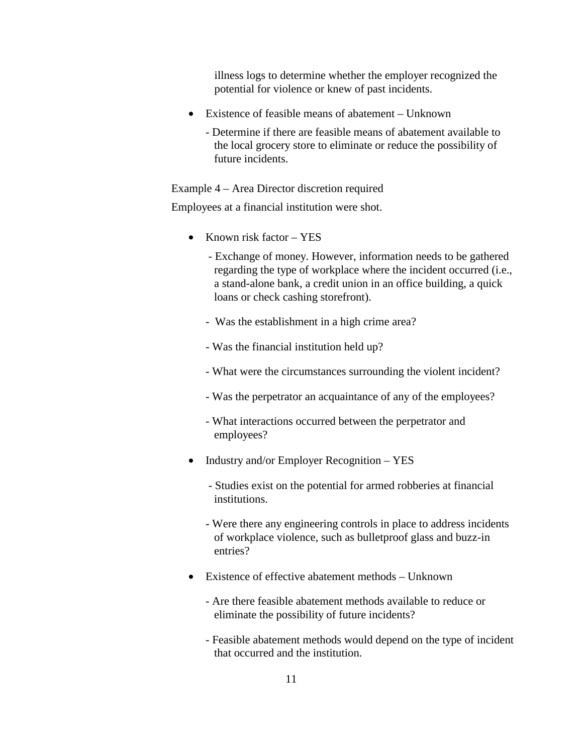illness logs to determine whether the employer recognized the potential for violence or knew of past incidents.

- Existence of feasible means of abatement – Unknown

  - Determine if there are feasible means of abatement available to the local grocery store to eliminate or reduce the possibility of future incidents.

Example 4 – Area Director discretion required

Employees at a financial institution were shot.

- Known risk factor – YES

  - Exchange of money. However, information needs to be gathered regarding the type of workplace where the incident occurred (i.e., a stand-alone bank, a credit union in an office building, a quick loans or check cashing storefront).

  - Was the establishment in a high crime area?

  - Was the financial institution held up?

  - What were the circumstances surrounding the violent incident?

  - Was the perpetrator an acquaintance of any of the employees?

  - What interactions occurred between the perpetrator and employees?

- Industry and/or Employer Recognition – YES

  - Studies exist on the potential for armed robberies at financial institutions.

  - Were there any engineering controls in place to address incidents of workplace violence, such as bulletproof glass and buzz-in entries?

- Existence of effective abatement methods – Unknown

  - Are there feasible abatement methods available to reduce or eliminate the possibility of future incidents?

  - Feasible abatement methods would depend on the type of incident that occurred and the institution.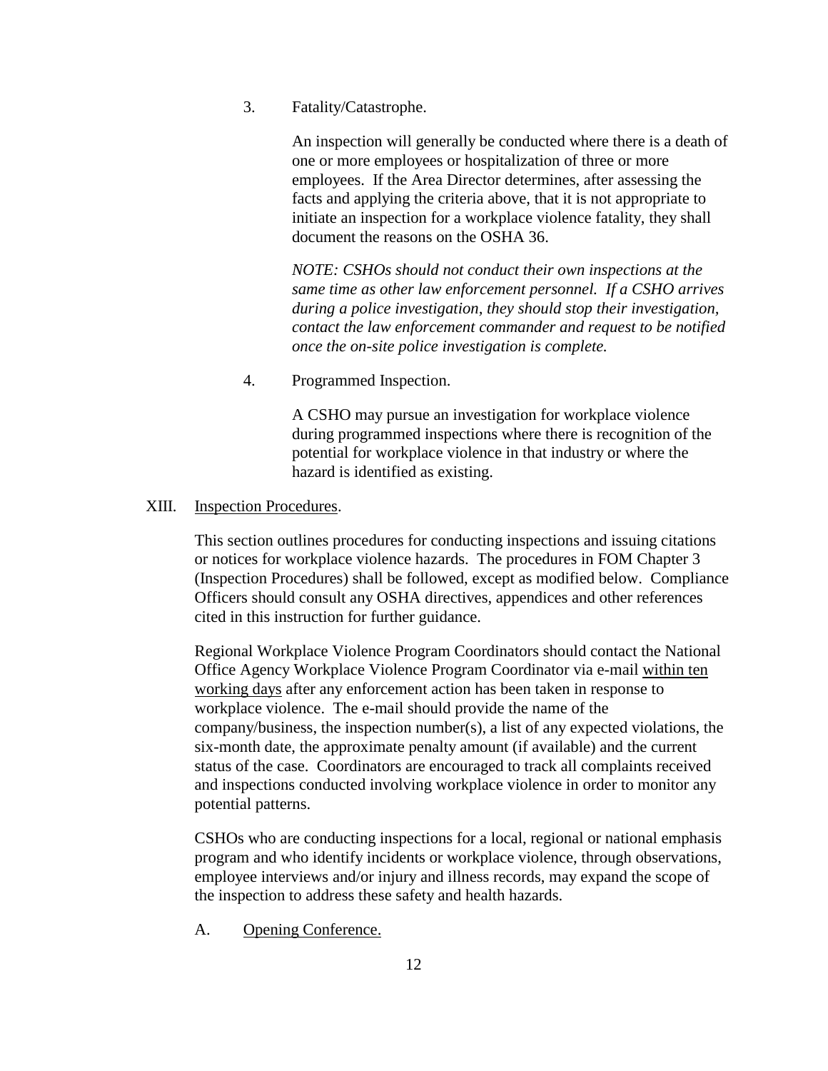3. Fatality/Catastrophe.

   An inspection will generally be conducted where there is a death of one or more employees or hospitalization of three or more employees. If the Area Director determines, after assessing the facts and applying the criteria above, that it is not appropriate to initiate an inspection for a workplace violence fatality, they shall document the reasons on the OSHA 36.

   *NOTE: CSHOs should not conduct their own inspections at the same time as other law enforcement personnel. If a CSHO arrives during a police investigation, they should stop their investigation, contact the law enforcement commander and request to be notified once the on-site police investigation is complete.*

4. Programmed Inspection.

   A CSHO may pursue an investigation for workplace violence during programmed inspections where there is recognition of the potential for workplace violence in that industry or where the hazard is identified as existing.

## XIII. Inspection Procedures.

This section outlines procedures for conducting inspections and issuing citations or notices for workplace violence hazards. The procedures in FOM Chapter 3 (Inspection Procedures) shall be followed, except as modified below. Compliance Officers should consult any OSHA directives, appendices and other references cited in this instruction for further guidance.

Regional Workplace Violence Program Coordinators should contact the National Office Agency Workplace Violence Program Coordinator via e-mail within ten working days after any enforcement action has been taken in response to workplace violence. The e-mail should provide the name of the company/business, the inspection number(s), a list of any expected violations, the six-month date, the approximate penalty amount (if available) and the current status of the case. Coordinators are encouraged to track all complaints received and inspections conducted involving workplace violence in order to monitor any potential patterns.

CSHOs who are conducting inspections for a local, regional or national emphasis program and who identify incidents or workplace violence, through observations, employee interviews and/or injury and illness records, may expand the scope of the inspection to address these safety and health hazards.

### A. Opening Conference.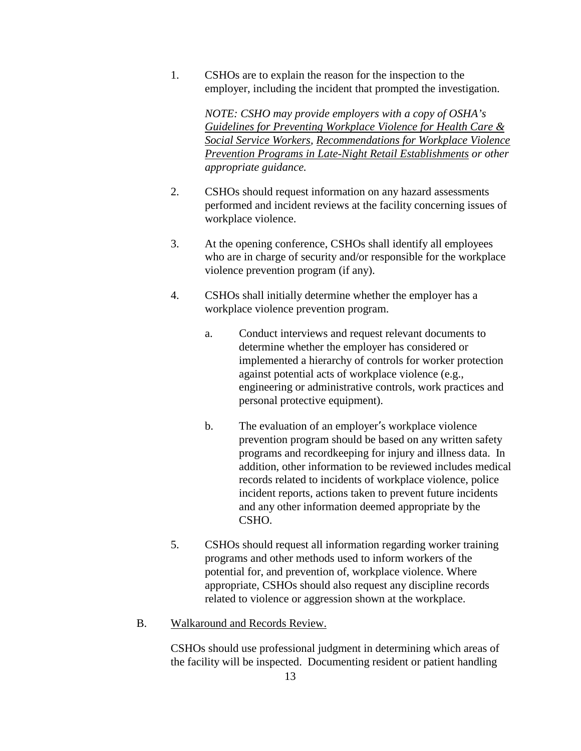1. CSHOs are to explain the reason for the inspection to the employer, including the incident that prompted the investigation.

   *NOTE: CSHO may provide employers with a copy of OSHA's <u>Guidelines for Preventing Workplace Violence for Health Care & Social Service Workers</u>, <u>Recommendations for Workplace Violence Prevention Programs in Late-Night Retail Establishments</u> or other appropriate guidance.*

2. CSHOs should request information on any hazard assessments performed and incident reviews at the facility concerning issues of workplace violence.

3. At the opening conference, CSHOs shall identify all employees who are in charge of security and/or responsible for the workplace violence prevention program (if any).

4. CSHOs shall initially determine whether the employer has a workplace violence prevention program.

   a. Conduct interviews and request relevant documents to determine whether the employer has considered or implemented a hierarchy of controls for worker protection against potential acts of workplace violence (e.g., engineering or administrative controls, work practices and personal protective equipment).

   b. The evaluation of an employer's workplace violence prevention program should be based on any written safety programs and recordkeeping for injury and illness data. In addition, other information to be reviewed includes medical records related to incidents of workplace violence, police incident reports, actions taken to prevent future incidents and any other information deemed appropriate by the CSHO.

5. CSHOs should request all information regarding worker training programs and other methods used to inform workers of the potential for, and prevention of, workplace violence. Where appropriate, CSHOs should also request any discipline records related to violence or aggression shown at the workplace.

B. <u>Walkaround and Records Review.</u>

CSHOs should use professional judgment in determining which areas of the facility will be inspected. Documenting resident or patient handling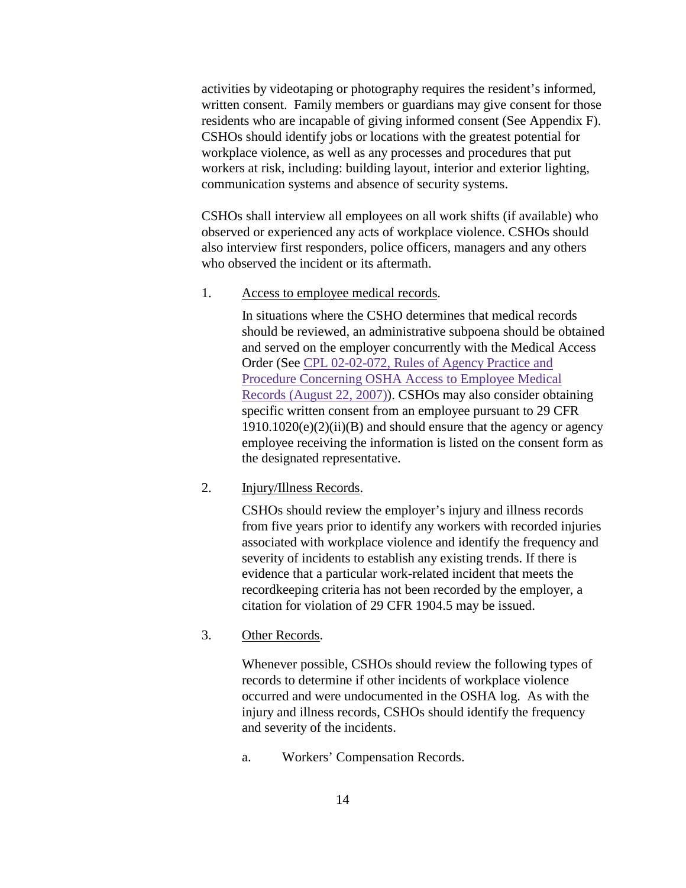activities by videotaping or photography requires the resident's informed, written consent. Family members or guardians may give consent for those residents who are incapable of giving informed consent (See Appendix F). CSHOs should identify jobs or locations with the greatest potential for workplace violence, as well as any processes and procedures that put workers at risk, including: building layout, interior and exterior lighting, communication systems and absence of security systems.

CSHOs shall interview all employees on all work shifts (if available) who observed or experienced any acts of workplace violence. CSHOs should also interview first responders, police officers, managers and any others who observed the incident or its aftermath.

1. Access to employee medical records.

   In situations where the CSHO determines that medical records should be reviewed, an administrative subpoena should be obtained and served on the employer concurrently with the Medical Access Order (See CPL 02-02-072, Rules of Agency Practice and Procedure Concerning OSHA Access to Employee Medical Records (August 22, 2007)). CSHOs may also consider obtaining specific written consent from an employee pursuant to 29 CFR 1910.1020(e)(2)(ii)(B) and should ensure that the agency or agency employee receiving the information is listed on the consent form as the designated representative.

2. Injury/Illness Records.

   CSHOs should review the employer's injury and illness records from five years prior to identify any workers with recorded injuries associated with workplace violence and identify the frequency and severity of incidents to establish any existing trends. If there is evidence that a particular work-related incident that meets the recordkeeping criteria has not been recorded by the employer, a citation for violation of 29 CFR 1904.5 may be issued.

3. Other Records.

   Whenever possible, CSHOs should review the following types of records to determine if other incidents of workplace violence occurred and were undocumented in the OSHA log. As with the injury and illness records, CSHOs should identify the frequency and severity of the incidents.

   a. Workers' Compensation Records.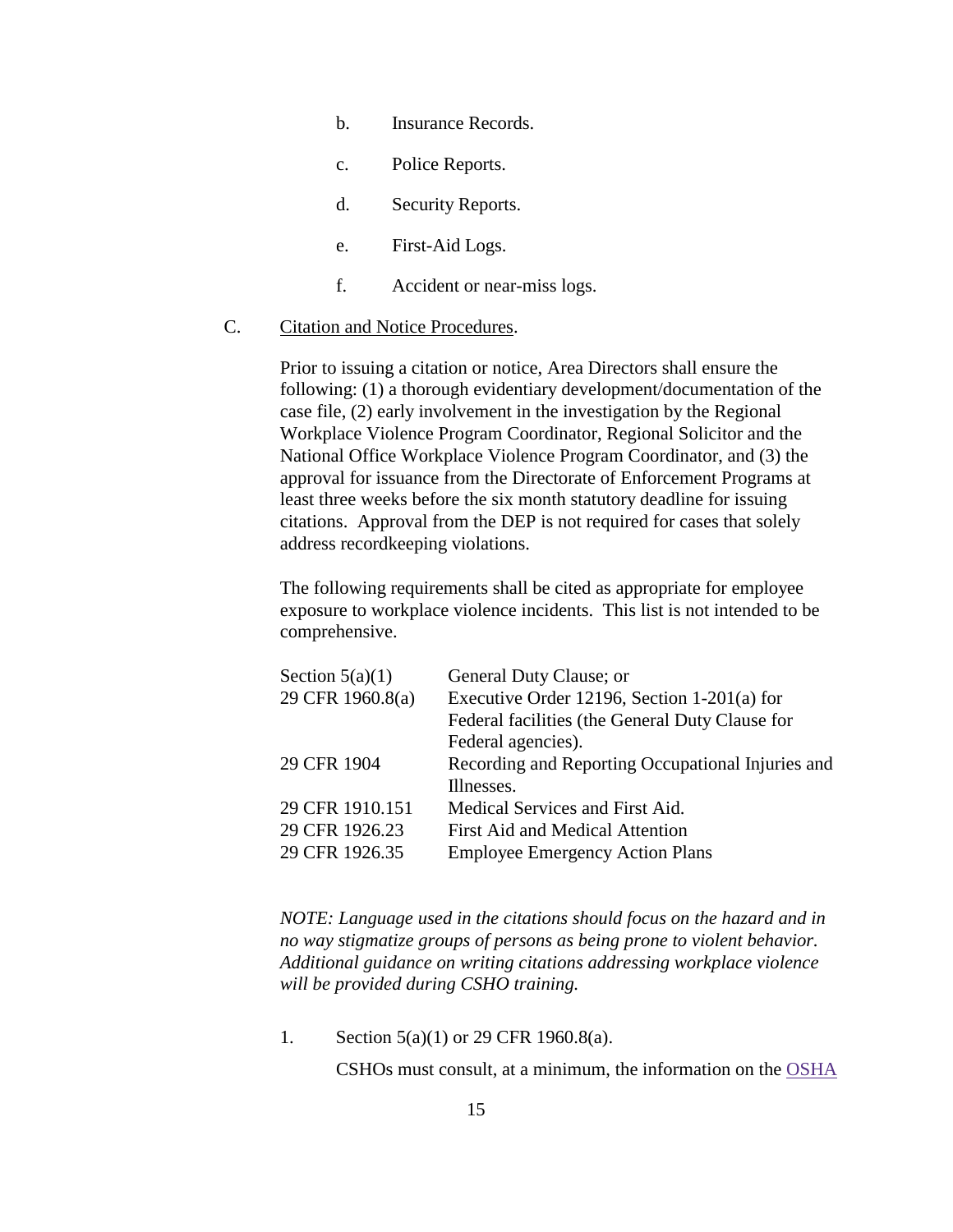b. Insurance Records.

c. Police Reports.

d. Security Reports.

e. First-Aid Logs.

f. Accident or near-miss logs.

C. <u>Citation and Notice Procedures</u>.

Prior to issuing a citation or notice, Area Directors shall ensure the following: (1) a thorough evidentiary development/documentation of the case file, (2) early involvement in the investigation by the Regional Workplace Violence Program Coordinator, Regional Solicitor and the National Office Workplace Violence Program Coordinator, and (3) the approval for issuance from the Directorate of Enforcement Programs at least three weeks before the six month statutory deadline for issuing citations. Approval from the DEP is not required for cases that solely address recordkeeping violations.

The following requirements shall be cited as appropriate for employee exposure to workplace violence incidents. This list is not intended to be comprehensive.

| | |
|---|---|
| Section 5(a)(1) | General Duty Clause; or |
| 29 CFR 1960.8(a) | Executive Order 12196, Section 1-201(a) for Federal facilities (the General Duty Clause for Federal agencies). |
| 29 CFR 1904 | Recording and Reporting Occupational Injuries and Illnesses. |
| 29 CFR 1910.151 | Medical Services and First Aid. |
| 29 CFR 1926.23 | First Aid and Medical Attention |
| 29 CFR 1926.35 | Employee Emergency Action Plans |

*NOTE: Language used in the citations should focus on the hazard and in no way stigmatize groups of persons as being prone to violent behavior. Additional guidance on writing citations addressing workplace violence will be provided during CSHO training.*

1. Section 5(a)(1) or 29 CFR 1960.8(a).

   CSHOs must consult, at a minimum, the information on the OSHA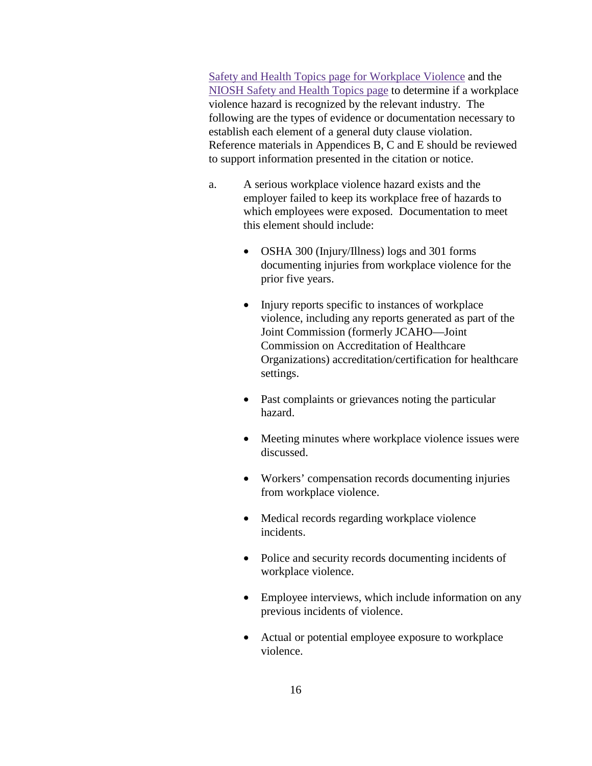[Safety and Health Topics page for Workplace Violence] and the [NIOSH Safety and Health Topics page] to determine if a workplace violence hazard is recognized by the relevant industry. The following are the types of evidence or documentation necessary to establish each element of a general duty clause violation. Reference materials in Appendices B, C and E should be reviewed to support information presented in the citation or notice.

a. A serious workplace violence hazard exists and the employer failed to keep its workplace free of hazards to which employees were exposed. Documentation to meet this element should include:

- OSHA 300 (Injury/Illness) logs and 301 forms documenting injuries from workplace violence for the prior five years.
- Injury reports specific to instances of workplace violence, including any reports generated as part of the Joint Commission (formerly JCAHO—Joint Commission on Accreditation of Healthcare Organizations) accreditation/certification for healthcare settings.
- Past complaints or grievances noting the particular hazard.
- Meeting minutes where workplace violence issues were discussed.
- Workers' compensation records documenting injuries from workplace violence.
- Medical records regarding workplace violence incidents.
- Police and security records documenting incidents of workplace violence.
- Employee interviews, which include information on any previous incidents of violence.
- Actual or potential employee exposure to workplace violence.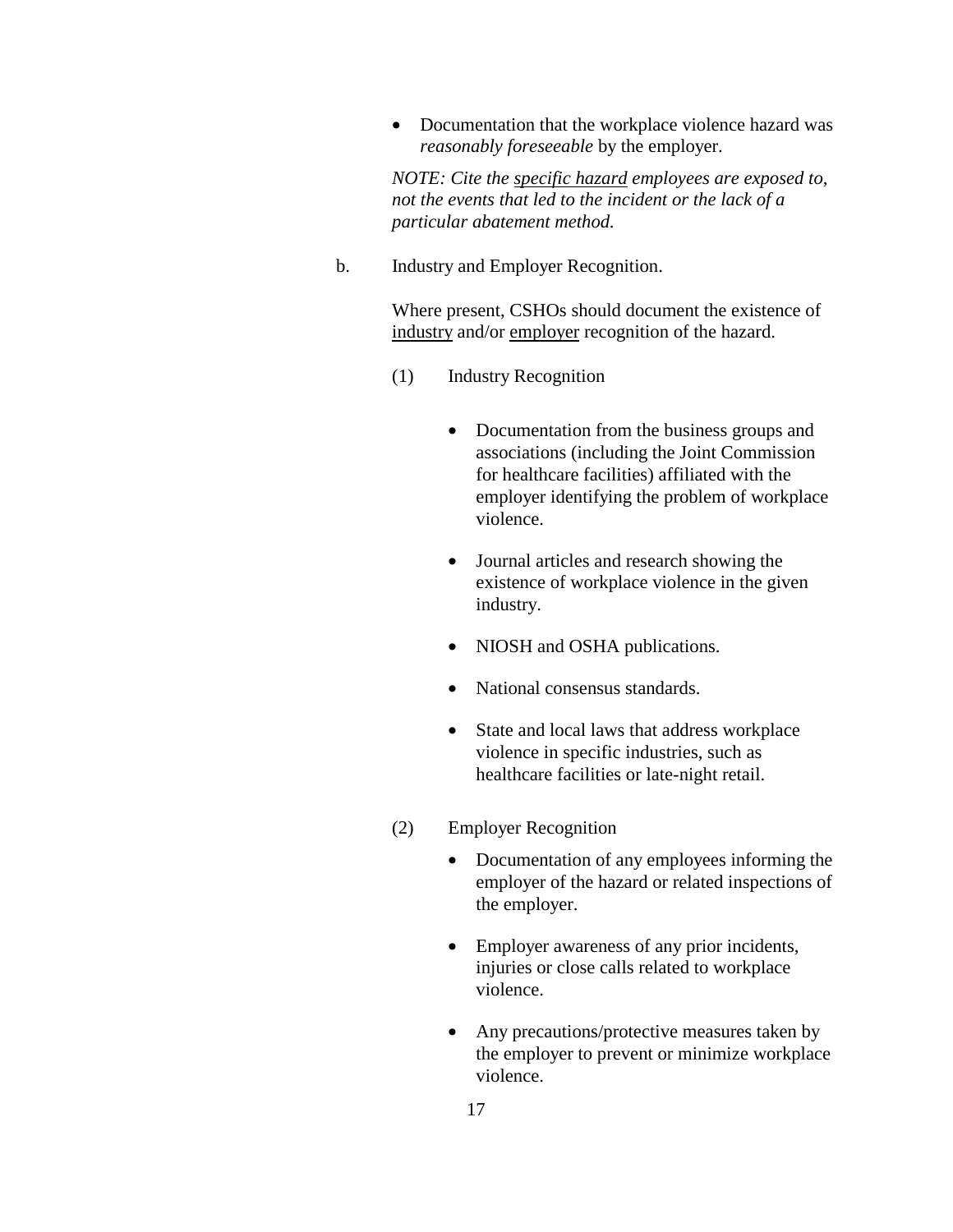- Documentation that the workplace violence hazard was *reasonably foreseeable* by the employer.

*NOTE: Cite the specific hazard employees are exposed to, not the events that led to the incident or the lack of a particular abatement method.*

b. Industry and Employer Recognition.

Where present, CSHOs should document the existence of industry and/or employer recognition of the hazard.

(1) Industry Recognition

- Documentation from the business groups and associations (including the Joint Commission for healthcare facilities) affiliated with the employer identifying the problem of workplace violence.
- Journal articles and research showing the existence of workplace violence in the given industry.
- NIOSH and OSHA publications.
- National consensus standards.
- State and local laws that address workplace violence in specific industries, such as healthcare facilities or late-night retail.

(2) Employer Recognition

- Documentation of any employees informing the employer of the hazard or related inspections of the employer.
- Employer awareness of any prior incidents, injuries or close calls related to workplace violence.
- Any precautions/protective measures taken by the employer to prevent or minimize workplace violence.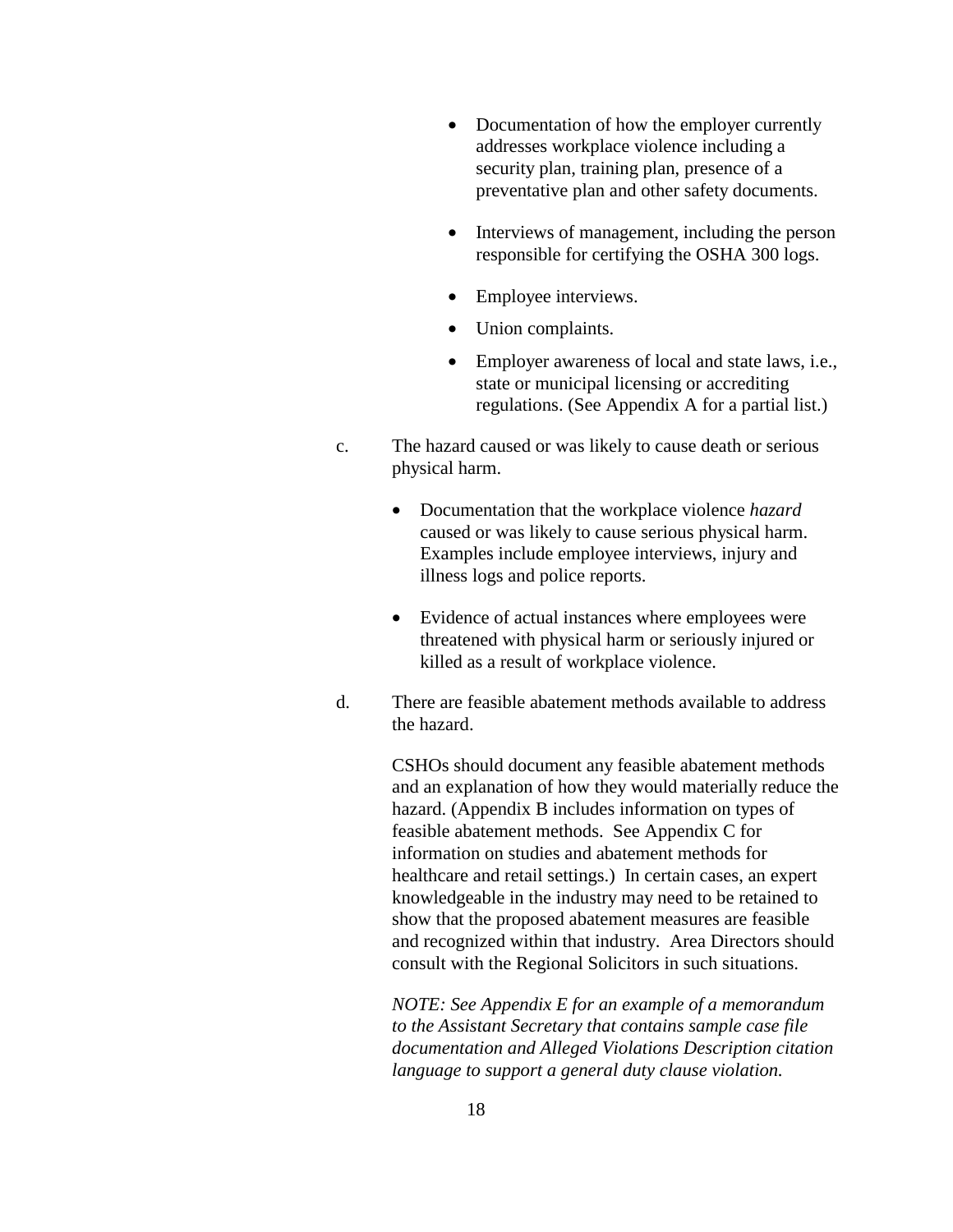- Documentation of how the employer currently addresses workplace violence including a security plan, training plan, presence of a preventative plan and other safety documents.
- Interviews of management, including the person responsible for certifying the OSHA 300 logs.
- Employee interviews.
- Union complaints.
- Employer awareness of local and state laws, i.e., state or municipal licensing or accrediting regulations. (See Appendix A for a partial list.)

c. The hazard caused or was likely to cause death or serious physical harm.

- Documentation that the workplace violence *hazard* caused or was likely to cause serious physical harm. Examples include employee interviews, injury and illness logs and police reports.
- Evidence of actual instances where employees were threatened with physical harm or seriously injured or killed as a result of workplace violence.

d. There are feasible abatement methods available to address the hazard.

CSHOs should document any feasible abatement methods and an explanation of how they would materially reduce the hazard. (Appendix B includes information on types of feasible abatement methods. See Appendix C for information on studies and abatement methods for healthcare and retail settings.) In certain cases, an expert knowledgeable in the industry may need to be retained to show that the proposed abatement measures are feasible and recognized within that industry. Area Directors should consult with the Regional Solicitors in such situations.

*NOTE: See Appendix E for an example of a memorandum to the Assistant Secretary that contains sample case file documentation and Alleged Violations Description citation language to support a general duty clause violation.*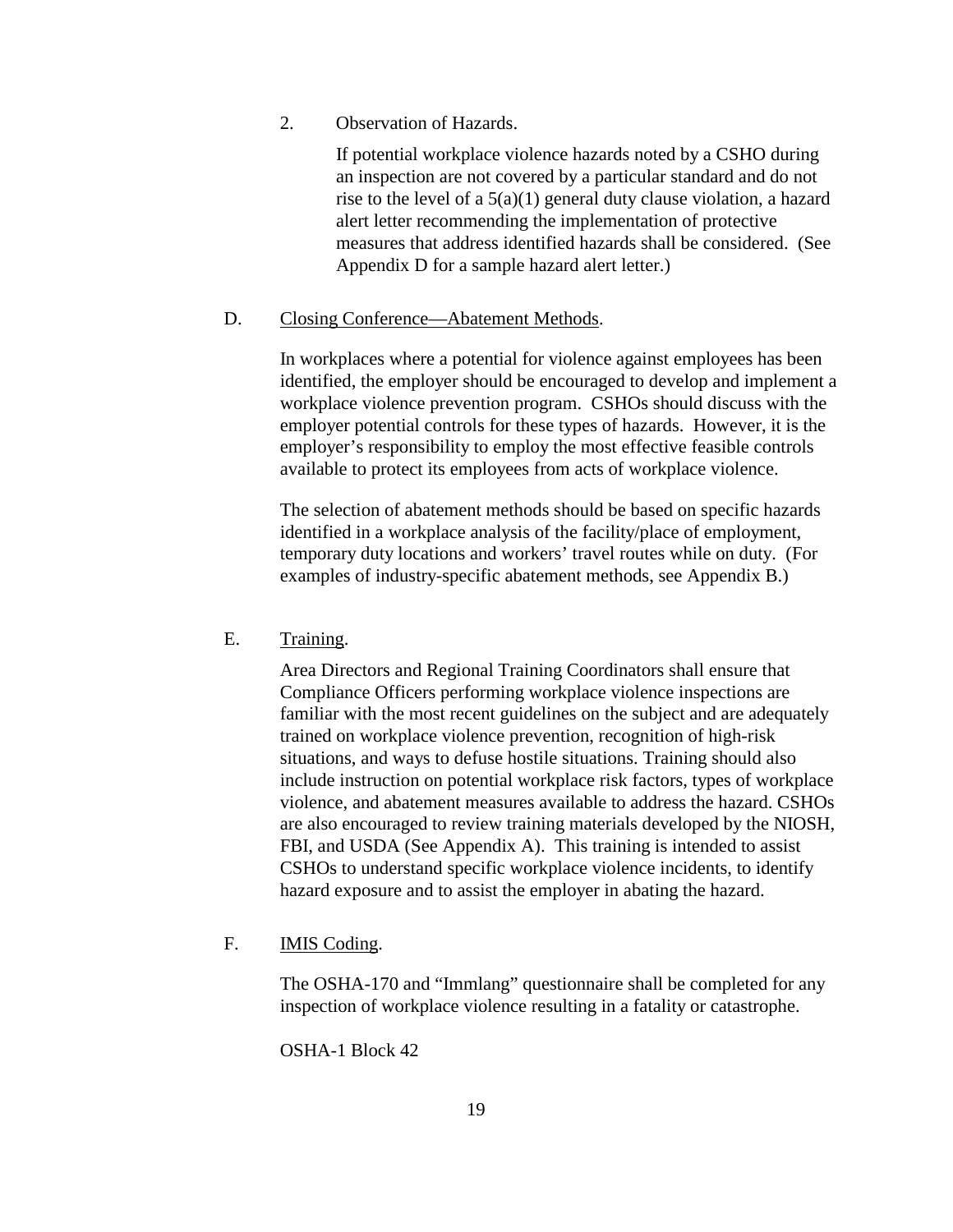2. Observation of Hazards.

If potential workplace violence hazards noted by a CSHO during an inspection are not covered by a particular standard and do not rise to the level of a 5(a)(1) general duty clause violation, a hazard alert letter recommending the implementation of protective measures that address identified hazards shall be considered. (See Appendix D for a sample hazard alert letter.)

D. Closing Conference—Abatement Methods.

In workplaces where a potential for violence against employees has been identified, the employer should be encouraged to develop and implement a workplace violence prevention program. CSHOs should discuss with the employer potential controls for these types of hazards. However, it is the employer's responsibility to employ the most effective feasible controls available to protect its employees from acts of workplace violence.

The selection of abatement methods should be based on specific hazards identified in a workplace analysis of the facility/place of employment, temporary duty locations and workers' travel routes while on duty. (For examples of industry-specific abatement methods, see Appendix B.)

E. Training.

Area Directors and Regional Training Coordinators shall ensure that Compliance Officers performing workplace violence inspections are familiar with the most recent guidelines on the subject and are adequately trained on workplace violence prevention, recognition of high-risk situations, and ways to defuse hostile situations. Training should also include instruction on potential workplace risk factors, types of workplace violence, and abatement measures available to address the hazard. CSHOs are also encouraged to review training materials developed by the NIOSH, FBI, and USDA (See Appendix A). This training is intended to assist CSHOs to understand specific workplace violence incidents, to identify hazard exposure and to assist the employer in abating the hazard.

F. IMIS Coding.

The OSHA-170 and "Immlang" questionnaire shall be completed for any inspection of workplace violence resulting in a fatality or catastrophe.

OSHA-1 Block 42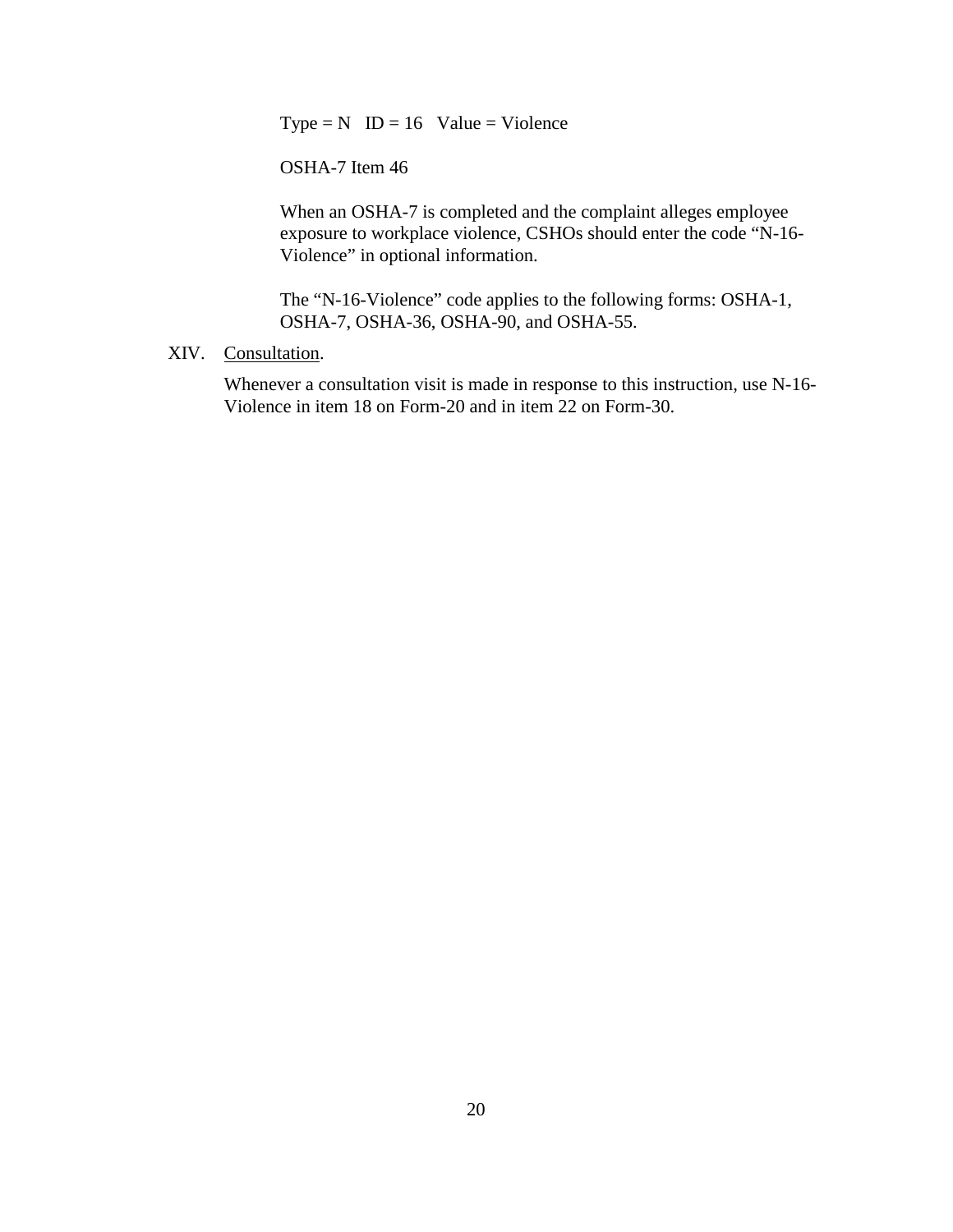Type = N   ID = 16   Value = Violence

OSHA-7 Item 46

When an OSHA-7 is completed and the complaint alleges employee exposure to workplace violence, CSHOs should enter the code "N-16-Violence" in optional information.

The "N-16-Violence" code applies to the following forms: OSHA-1, OSHA-7, OSHA-36, OSHA-90, and OSHA-55.

XIV. Consultation.

Whenever a consultation visit is made in response to this instruction, use N-16-Violence in item 18 on Form-20 and in item 22 on Form-30.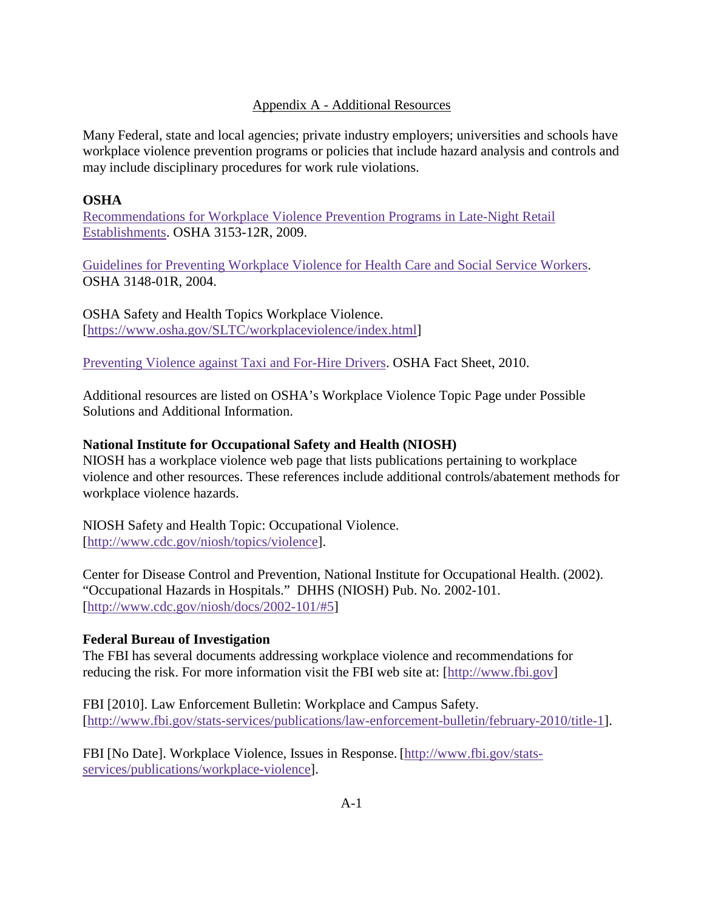## Appendix A - Additional Resources

Many Federal, state and local agencies; private industry employers; universities and schools have workplace violence prevention programs or policies that include hazard analysis and controls and may include disciplinary procedures for work rule violations.

**OSHA**

Recommendations for Workplace Violence Prevention Programs in Late-Night Retail Establishments. OSHA 3153-12R, 2009.

Guidelines for Preventing Workplace Violence for Health Care and Social Service Workers. OSHA 3148-01R, 2004.

OSHA Safety and Health Topics Workplace Violence. [https://www.osha.gov/SLTC/workplaceviolence/index.html]

Preventing Violence against Taxi and For-Hire Drivers. OSHA Fact Sheet, 2010.

Additional resources are listed on OSHA's Workplace Violence Topic Page under Possible Solutions and Additional Information.

**National Institute for Occupational Safety and Health (NIOSH)**

NIOSH has a workplace violence web page that lists publications pertaining to workplace violence and other resources. These references include additional controls/abatement methods for workplace violence hazards.

NIOSH Safety and Health Topic: Occupational Violence. [http://www.cdc.gov/niosh/topics/violence].

Center for Disease Control and Prevention, National Institute for Occupational Health. (2002). "Occupational Hazards in Hospitals." DHHS (NIOSH) Pub. No. 2002-101. [http://www.cdc.gov/niosh/docs/2002-101/#5]

**Federal Bureau of Investigation**

The FBI has several documents addressing workplace violence and recommendations for reducing the risk. For more information visit the FBI web site at: [http://www.fbi.gov]

FBI [2010]. Law Enforcement Bulletin: Workplace and Campus Safety. [http://www.fbi.gov/stats-services/publications/law-enforcement-bulletin/february-2010/title-1].

FBI [No Date]. Workplace Violence, Issues in Response. [http://www.fbi.gov/stats-services/publications/workplace-violence].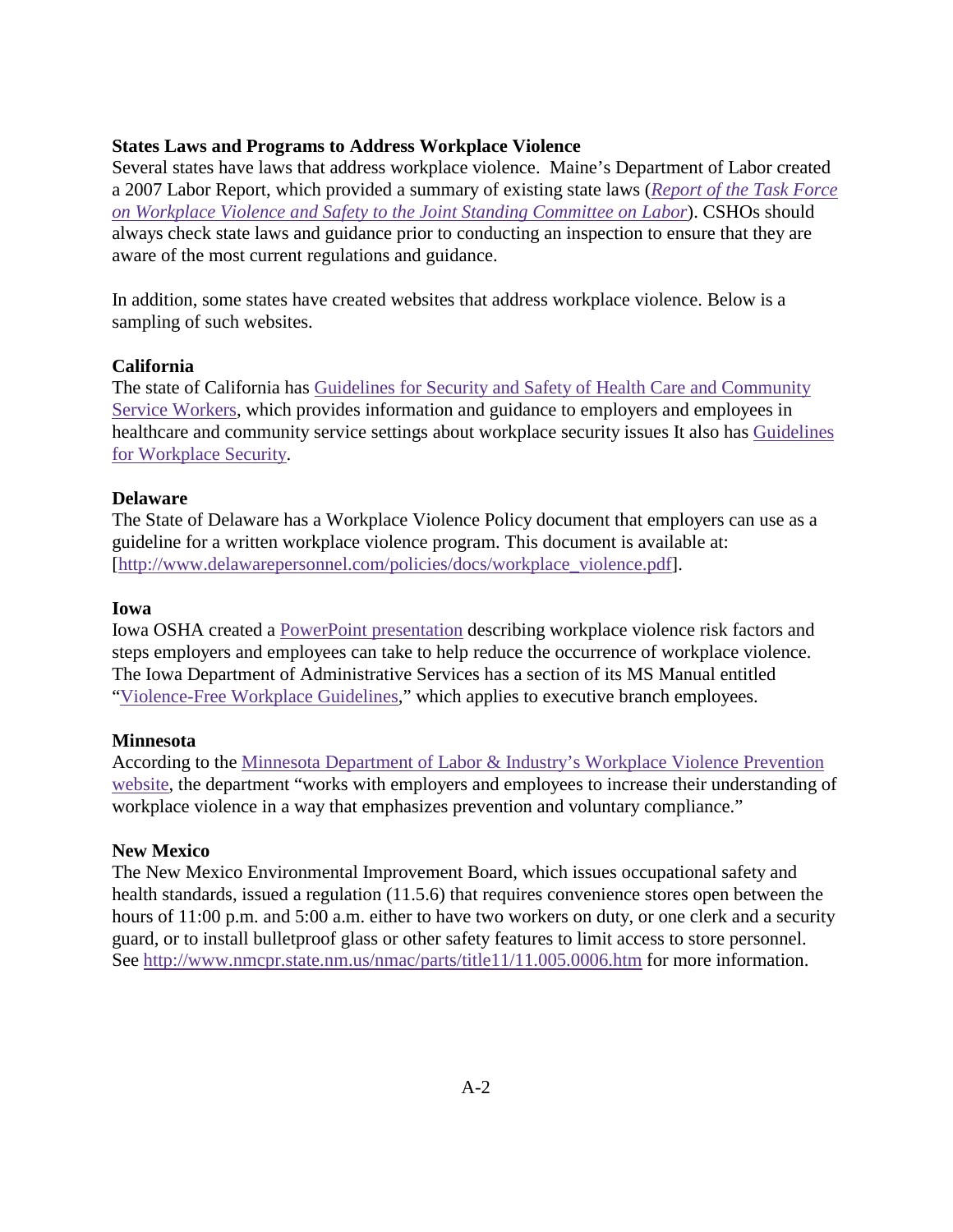**States Laws and Programs to Address Workplace Violence**

Several states have laws that address workplace violence. Maine's Department of Labor created a 2007 Labor Report, which provided a summary of existing state laws (*Report of the Task Force on Workplace Violence and Safety to the Joint Standing Committee on Labor*). CSHOs should always check state laws and guidance prior to conducting an inspection to ensure that they are aware of the most current regulations and guidance.

In addition, some states have created websites that address workplace violence. Below is a sampling of such websites.

**California**

The state of California has Guidelines for Security and Safety of Health Care and Community Service Workers, which provides information and guidance to employers and employees in healthcare and community service settings about workplace security issues It also has Guidelines for Workplace Security.

**Delaware**

The State of Delaware has a Workplace Violence Policy document that employers can use as a guideline for a written workplace violence program. This document is available at: [http://www.delawarepersonnel.com/policies/docs/workplace_violence.pdf].

**Iowa**

Iowa OSHA created a PowerPoint presentation describing workplace violence risk factors and steps employers and employees can take to help reduce the occurrence of workplace violence. The Iowa Department of Administrative Services has a section of its MS Manual entitled "Violence-Free Workplace Guidelines," which applies to executive branch employees.

**Minnesota**

According to the Minnesota Department of Labor & Industry's Workplace Violence Prevention website, the department "works with employers and employees to increase their understanding of workplace violence in a way that emphasizes prevention and voluntary compliance."

**New Mexico**

The New Mexico Environmental Improvement Board, which issues occupational safety and health standards, issued a regulation (11.5.6) that requires convenience stores open between the hours of 11:00 p.m. and 5:00 a.m. either to have two workers on duty, or one clerk and a security guard, or to install bulletproof glass or other safety features to limit access to store personnel. See http://www.nmcpr.state.nm.us/nmac/parts/title11/11.005.0006.htm for more information.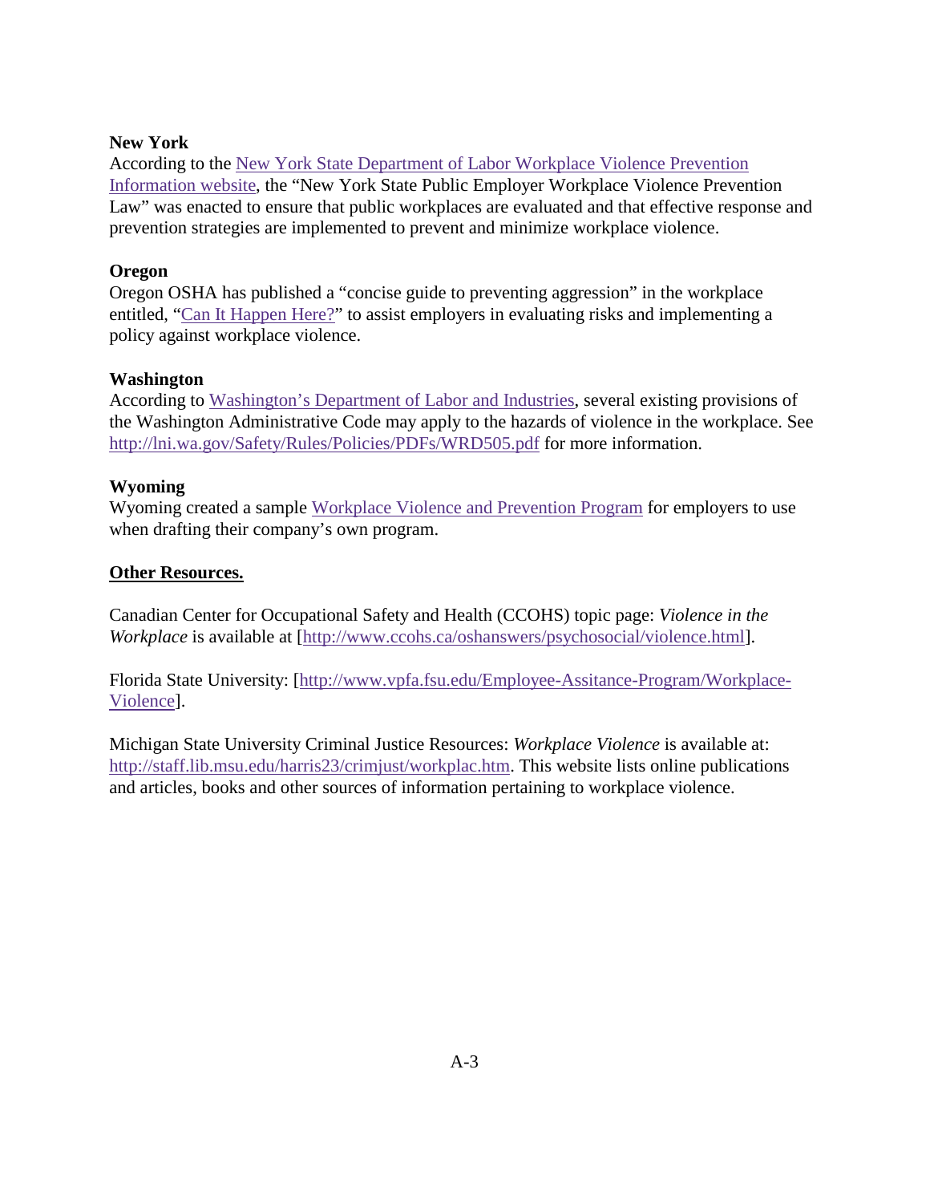**New York**
According to the New York State Department of Labor Workplace Violence Prevention Information website, the "New York State Public Employer Workplace Violence Prevention Law" was enacted to ensure that public workplaces are evaluated and that effective response and prevention strategies are implemented to prevent and minimize workplace violence.

**Oregon**
Oregon OSHA has published a "concise guide to preventing aggression" in the workplace entitled, "Can It Happen Here?" to assist employers in evaluating risks and implementing a policy against workplace violence.

**Washington**
According to Washington's Department of Labor and Industries, several existing provisions of the Washington Administrative Code may apply to the hazards of violence in the workplace. See http://lni.wa.gov/Safety/Rules/Policies/PDFs/WRD505.pdf for more information.

**Wyoming**
Wyoming created a sample Workplace Violence and Prevention Program for employers to use when drafting their company's own program.

**<u>Other Resources.</u>**

Canadian Center for Occupational Safety and Health (CCOHS) topic page: *Violence in the Workplace* is available at [http://www.ccohs.ca/oshanswers/psychosocial/violence.html].

Florida State University: [http://www.vpfa.fsu.edu/Employee-Assitance-Program/Workplace-Violence].

Michigan State University Criminal Justice Resources: *Workplace Violence* is available at: http://staff.lib.msu.edu/harris23/crimjust/workplac.htm. This website lists online publications and articles, books and other sources of information pertaining to workplace violence.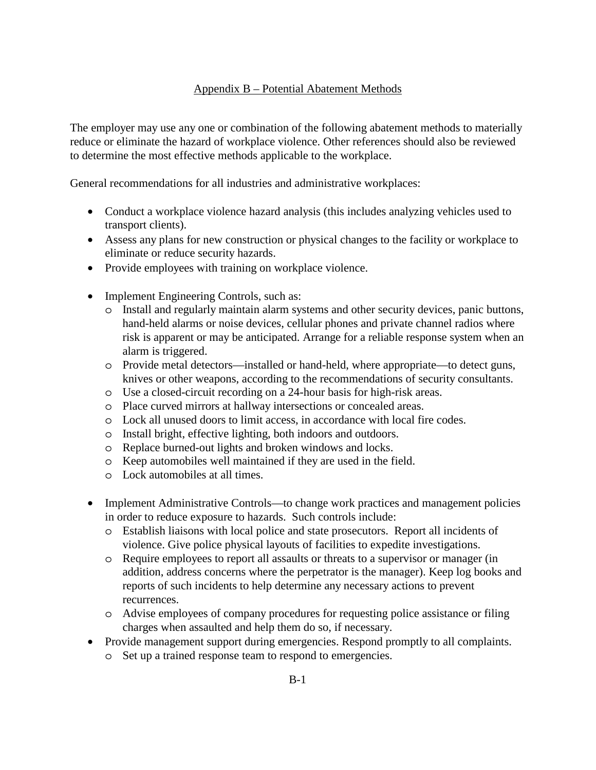## Appendix B – Potential Abatement Methods

The employer may use any one or combination of the following abatement methods to materially reduce or eliminate the hazard of workplace violence. Other references should also be reviewed to determine the most effective methods applicable to the workplace.

General recommendations for all industries and administrative workplaces:

- Conduct a workplace violence hazard analysis (this includes analyzing vehicles used to transport clients).
- Assess any plans for new construction or physical changes to the facility or workplace to eliminate or reduce security hazards.
- Provide employees with training on workplace violence.
- Implement Engineering Controls, such as:
  - Install and regularly maintain alarm systems and other security devices, panic buttons, hand-held alarms or noise devices, cellular phones and private channel radios where risk is apparent or may be anticipated. Arrange for a reliable response system when an alarm is triggered.
  - Provide metal detectors—installed or hand-held, where appropriate—to detect guns, knives or other weapons, according to the recommendations of security consultants.
  - Use a closed-circuit recording on a 24-hour basis for high-risk areas.
  - Place curved mirrors at hallway intersections or concealed areas.
  - Lock all unused doors to limit access, in accordance with local fire codes.
  - Install bright, effective lighting, both indoors and outdoors.
  - Replace burned-out lights and broken windows and locks.
  - Keep automobiles well maintained if they are used in the field.
  - Lock automobiles at all times.
- Implement Administrative Controls—to change work practices and management policies in order to reduce exposure to hazards. Such controls include:
  - Establish liaisons with local police and state prosecutors. Report all incidents of violence. Give police physical layouts of facilities to expedite investigations.
  - Require employees to report all assaults or threats to a supervisor or manager (in addition, address concerns where the perpetrator is the manager). Keep log books and reports of such incidents to help determine any necessary actions to prevent recurrences.
  - Advise employees of company procedures for requesting police assistance or filing charges when assaulted and help them do so, if necessary.
- Provide management support during emergencies. Respond promptly to all complaints.
  - Set up a trained response team to respond to emergencies.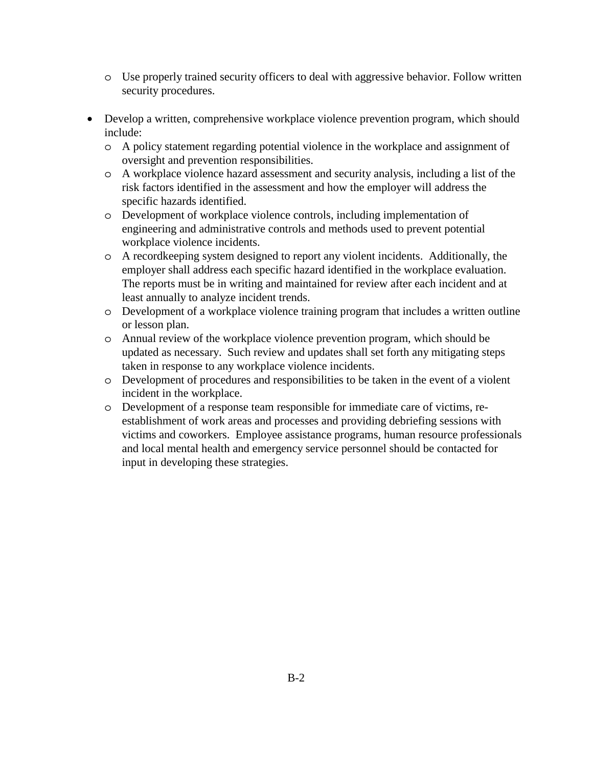- Use properly trained security officers to deal with aggressive behavior. Follow written security procedures.

- Develop a written, comprehensive workplace violence prevention program, which should include:
  - A policy statement regarding potential violence in the workplace and assignment of oversight and prevention responsibilities.
  - A workplace violence hazard assessment and security analysis, including a list of the risk factors identified in the assessment and how the employer will address the specific hazards identified.
  - Development of workplace violence controls, including implementation of engineering and administrative controls and methods used to prevent potential workplace violence incidents.
  - A recordkeeping system designed to report any violent incidents. Additionally, the employer shall address each specific hazard identified in the workplace evaluation. The reports must be in writing and maintained for review after each incident and at least annually to analyze incident trends.
  - Development of a workplace violence training program that includes a written outline or lesson plan.
  - Annual review of the workplace violence prevention program, which should be updated as necessary. Such review and updates shall set forth any mitigating steps taken in response to any workplace violence incidents.
  - Development of procedures and responsibilities to be taken in the event of a violent incident in the workplace.
  - Development of a response team responsible for immediate care of victims, re-establishment of work areas and processes and providing debriefing sessions with victims and coworkers. Employee assistance programs, human resource professionals and local mental health and emergency service personnel should be contacted for input in developing these strategies.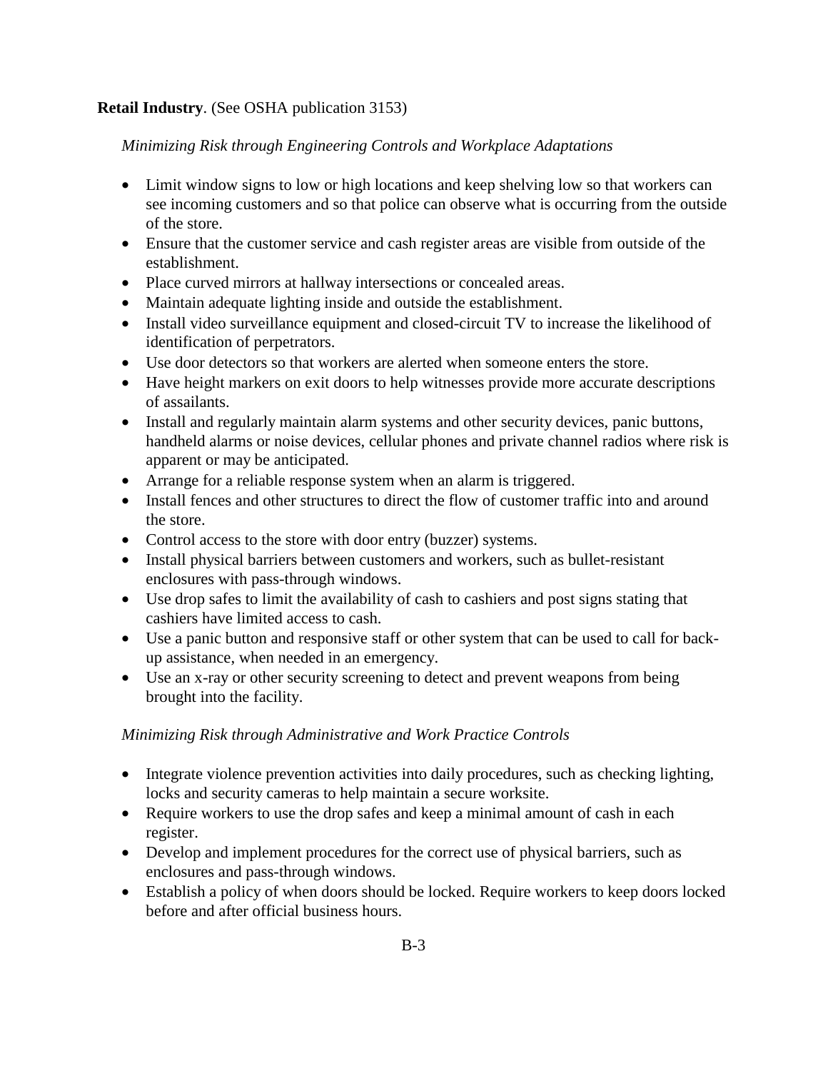**Retail Industry**. (See OSHA publication 3153)

*Minimizing Risk through Engineering Controls and Workplace Adaptations*

- Limit window signs to low or high locations and keep shelving low so that workers can see incoming customers and so that police can observe what is occurring from the outside of the store.
- Ensure that the customer service and cash register areas are visible from outside of the establishment.
- Place curved mirrors at hallway intersections or concealed areas.
- Maintain adequate lighting inside and outside the establishment.
- Install video surveillance equipment and closed-circuit TV to increase the likelihood of identification of perpetrators.
- Use door detectors so that workers are alerted when someone enters the store.
- Have height markers on exit doors to help witnesses provide more accurate descriptions of assailants.
- Install and regularly maintain alarm systems and other security devices, panic buttons, handheld alarms or noise devices, cellular phones and private channel radios where risk is apparent or may be anticipated.
- Arrange for a reliable response system when an alarm is triggered.
- Install fences and other structures to direct the flow of customer traffic into and around the store.
- Control access to the store with door entry (buzzer) systems.
- Install physical barriers between customers and workers, such as bullet-resistant enclosures with pass-through windows.
- Use drop safes to limit the availability of cash to cashiers and post signs stating that cashiers have limited access to cash.
- Use a panic button and responsive staff or other system that can be used to call for back-up assistance, when needed in an emergency.
- Use an x-ray or other security screening to detect and prevent weapons from being brought into the facility.

*Minimizing Risk through Administrative and Work Practice Controls*

- Integrate violence prevention activities into daily procedures, such as checking lighting, locks and security cameras to help maintain a secure worksite.
- Require workers to use the drop safes and keep a minimal amount of cash in each register.
- Develop and implement procedures for the correct use of physical barriers, such as enclosures and pass-through windows.
- Establish a policy of when doors should be locked. Require workers to keep doors locked before and after official business hours.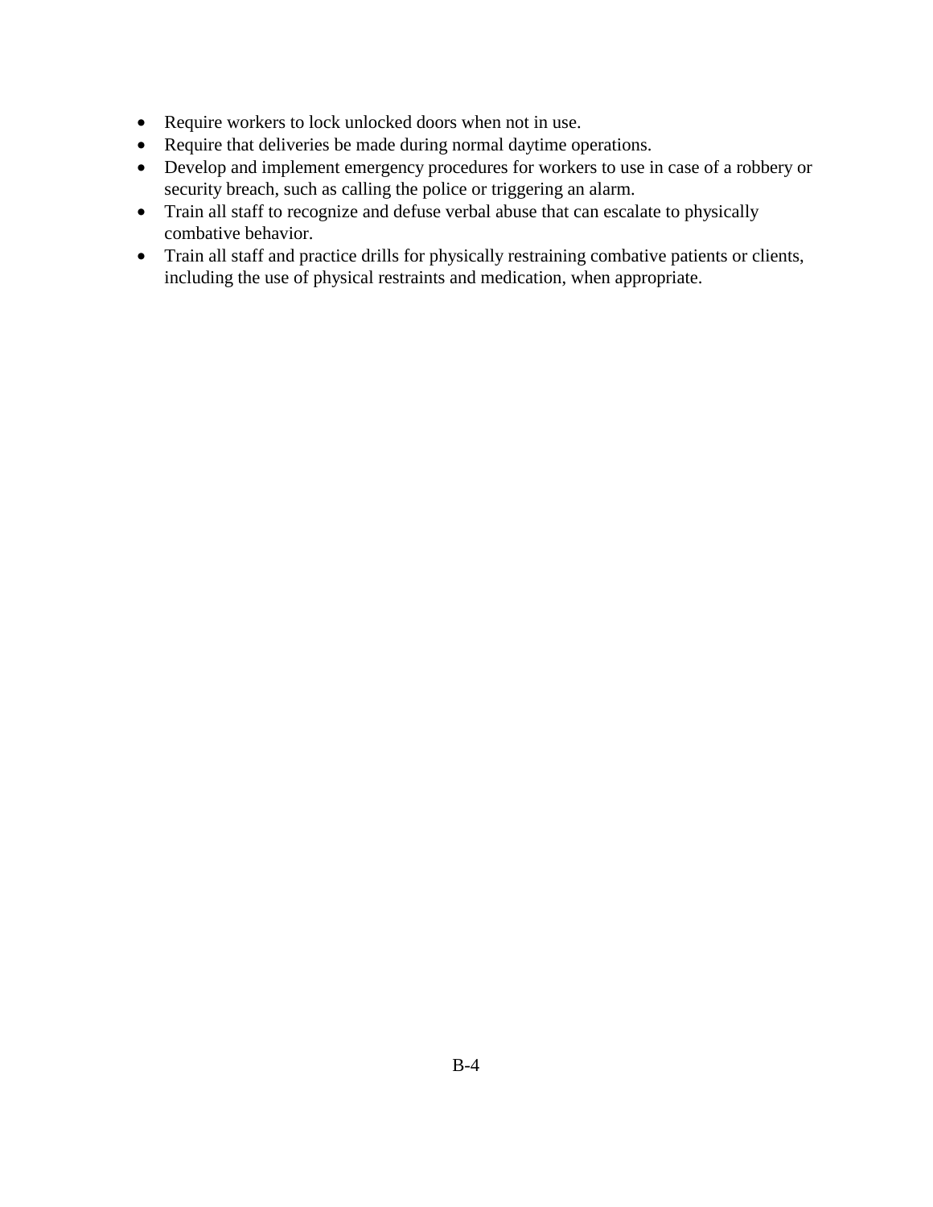- Require workers to lock unlocked doors when not in use.
- Require that deliveries be made during normal daytime operations.
- Develop and implement emergency procedures for workers to use in case of a robbery or security breach, such as calling the police or triggering an alarm.
- Train all staff to recognize and defuse verbal abuse that can escalate to physically combative behavior.
- Train all staff and practice drills for physically restraining combative patients or clients, including the use of physical restraints and medication, when appropriate.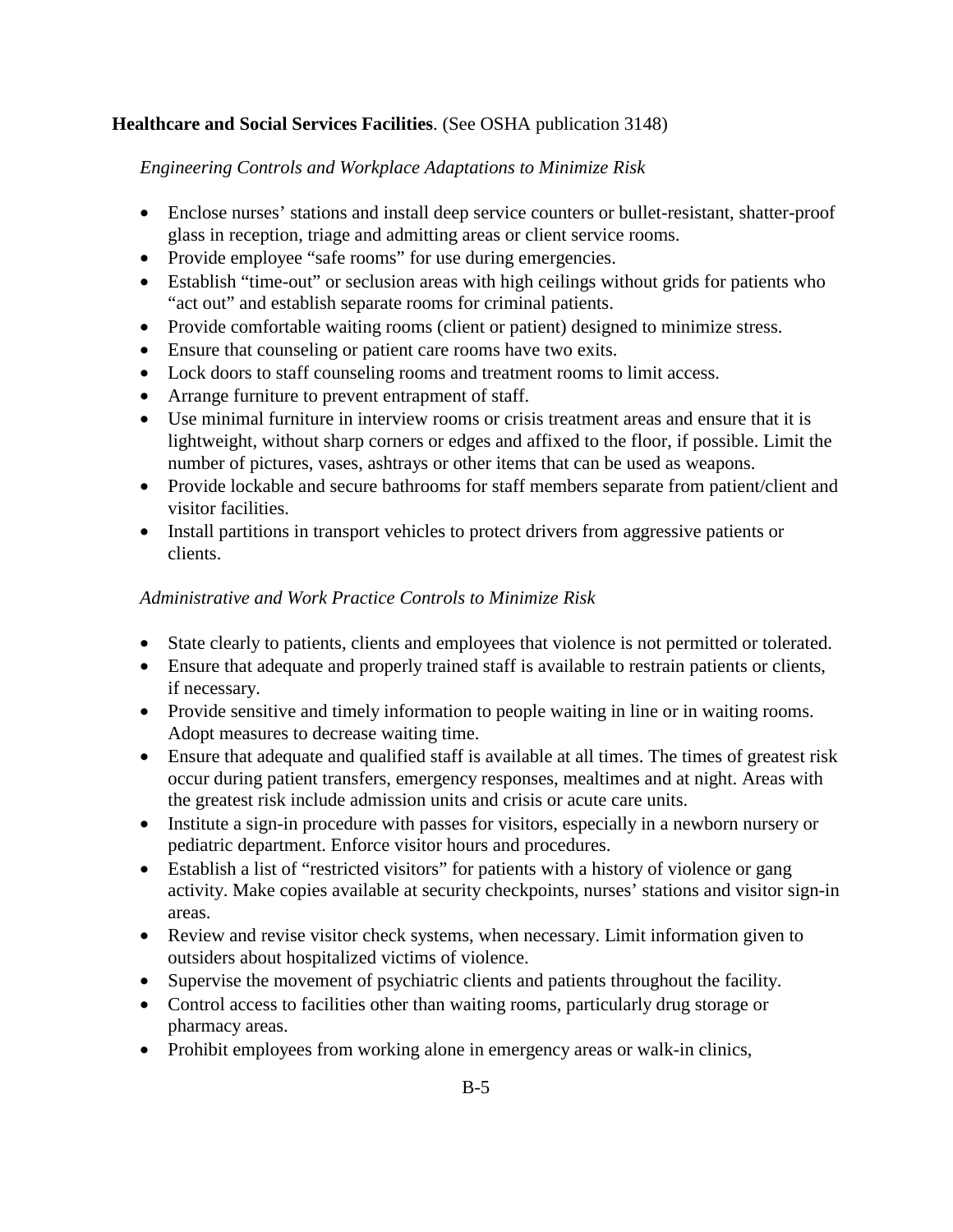**Healthcare and Social Services Facilities**. (See OSHA publication 3148)

*Engineering Controls and Workplace Adaptations to Minimize Risk*

- Enclose nurses' stations and install deep service counters or bullet-resistant, shatter-proof glass in reception, triage and admitting areas or client service rooms.
- Provide employee "safe rooms" for use during emergencies.
- Establish "time-out" or seclusion areas with high ceilings without grids for patients who "act out" and establish separate rooms for criminal patients.
- Provide comfortable waiting rooms (client or patient) designed to minimize stress.
- Ensure that counseling or patient care rooms have two exits.
- Lock doors to staff counseling rooms and treatment rooms to limit access.
- Arrange furniture to prevent entrapment of staff.
- Use minimal furniture in interview rooms or crisis treatment areas and ensure that it is lightweight, without sharp corners or edges and affixed to the floor, if possible. Limit the number of pictures, vases, ashtrays or other items that can be used as weapons.
- Provide lockable and secure bathrooms for staff members separate from patient/client and visitor facilities.
- Install partitions in transport vehicles to protect drivers from aggressive patients or clients.

*Administrative and Work Practice Controls to Minimize Risk*

- State clearly to patients, clients and employees that violence is not permitted or tolerated.
- Ensure that adequate and properly trained staff is available to restrain patients or clients, if necessary.
- Provide sensitive and timely information to people waiting in line or in waiting rooms. Adopt measures to decrease waiting time.
- Ensure that adequate and qualified staff is available at all times. The times of greatest risk occur during patient transfers, emergency responses, mealtimes and at night. Areas with the greatest risk include admission units and crisis or acute care units.
- Institute a sign-in procedure with passes for visitors, especially in a newborn nursery or pediatric department. Enforce visitor hours and procedures.
- Establish a list of "restricted visitors" for patients with a history of violence or gang activity. Make copies available at security checkpoints, nurses' stations and visitor sign-in areas.
- Review and revise visitor check systems, when necessary. Limit information given to outsiders about hospitalized victims of violence.
- Supervise the movement of psychiatric clients and patients throughout the facility.
- Control access to facilities other than waiting rooms, particularly drug storage or pharmacy areas.
- Prohibit employees from working alone in emergency areas or walk-in clinics,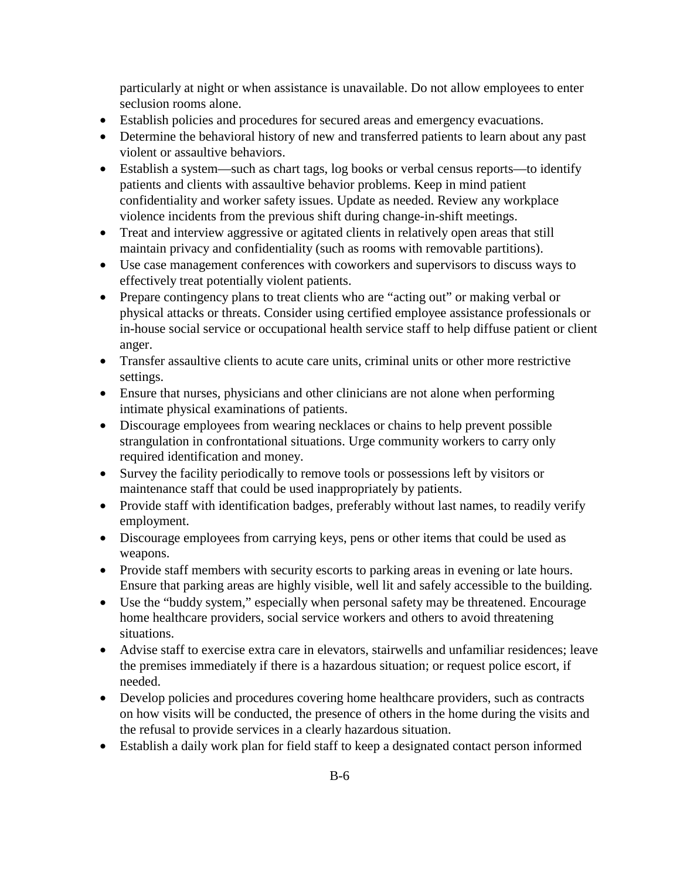particularly at night or when assistance is unavailable. Do not allow employees to enter seclusion rooms alone.

- Establish policies and procedures for secured areas and emergency evacuations.
- Determine the behavioral history of new and transferred patients to learn about any past violent or assaultive behaviors.
- Establish a system—such as chart tags, log books or verbal census reports—to identify patients and clients with assaultive behavior problems. Keep in mind patient confidentiality and worker safety issues. Update as needed. Review any workplace violence incidents from the previous shift during change-in-shift meetings.
- Treat and interview aggressive or agitated clients in relatively open areas that still maintain privacy and confidentiality (such as rooms with removable partitions).
- Use case management conferences with coworkers and supervisors to discuss ways to effectively treat potentially violent patients.
- Prepare contingency plans to treat clients who are "acting out" or making verbal or physical attacks or threats. Consider using certified employee assistance professionals or in-house social service or occupational health service staff to help diffuse patient or client anger.
- Transfer assaultive clients to acute care units, criminal units or other more restrictive settings.
- Ensure that nurses, physicians and other clinicians are not alone when performing intimate physical examinations of patients.
- Discourage employees from wearing necklaces or chains to help prevent possible strangulation in confrontational situations. Urge community workers to carry only required identification and money.
- Survey the facility periodically to remove tools or possessions left by visitors or maintenance staff that could be used inappropriately by patients.
- Provide staff with identification badges, preferably without last names, to readily verify employment.
- Discourage employees from carrying keys, pens or other items that could be used as weapons.
- Provide staff members with security escorts to parking areas in evening or late hours. Ensure that parking areas are highly visible, well lit and safely accessible to the building.
- Use the "buddy system," especially when personal safety may be threatened. Encourage home healthcare providers, social service workers and others to avoid threatening situations.
- Advise staff to exercise extra care in elevators, stairwells and unfamiliar residences; leave the premises immediately if there is a hazardous situation; or request police escort, if needed.
- Develop policies and procedures covering home healthcare providers, such as contracts on how visits will be conducted, the presence of others in the home during the visits and the refusal to provide services in a clearly hazardous situation.
- Establish a daily work plan for field staff to keep a designated contact person informed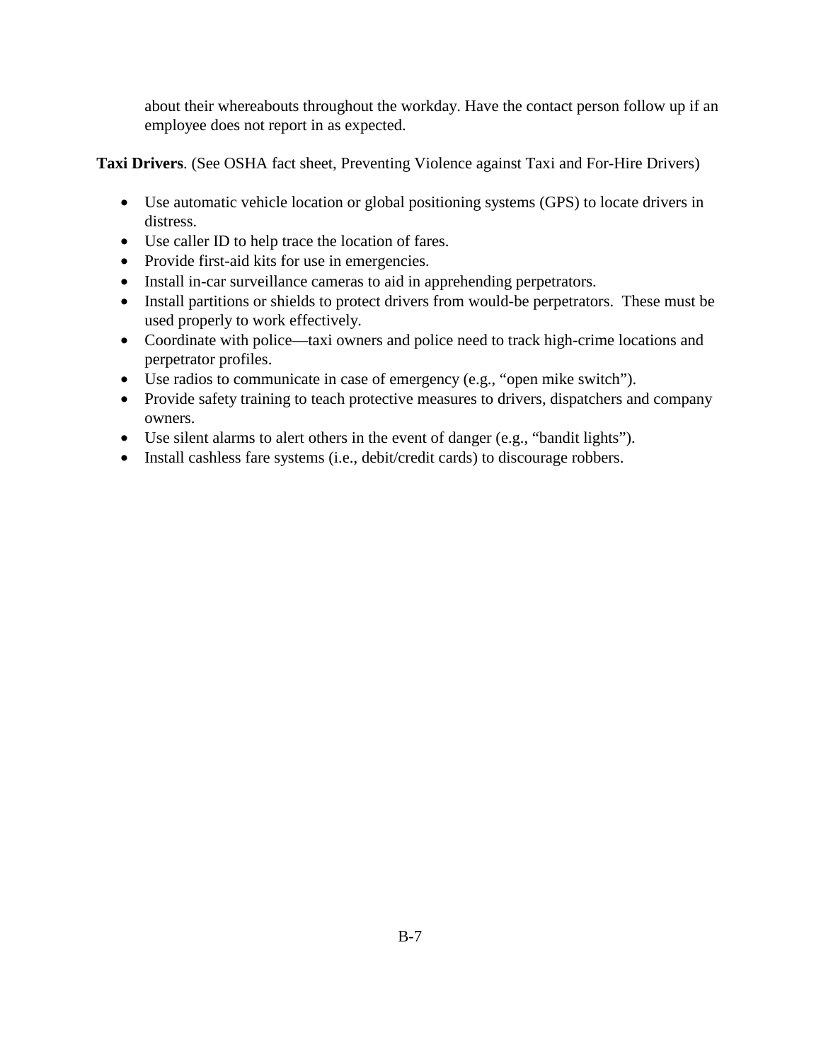about their whereabouts throughout the workday. Have the contact person follow up if an employee does not report in as expected.

**Taxi Drivers**. (See OSHA fact sheet, Preventing Violence against Taxi and For-Hire Drivers)

- Use automatic vehicle location or global positioning systems (GPS) to locate drivers in distress.
- Use caller ID to help trace the location of fares.
- Provide first-aid kits for use in emergencies.
- Install in-car surveillance cameras to aid in apprehending perpetrators.
- Install partitions or shields to protect drivers from would-be perpetrators. These must be used properly to work effectively.
- Coordinate with police—taxi owners and police need to track high-crime locations and perpetrator profiles.
- Use radios to communicate in case of emergency (e.g., "open mike switch").
- Provide safety training to teach protective measures to drivers, dispatchers and company owners.
- Use silent alarms to alert others in the event of danger (e.g., "bandit lights").
- Install cashless fare systems (i.e., debit/credit cards) to discourage robbers.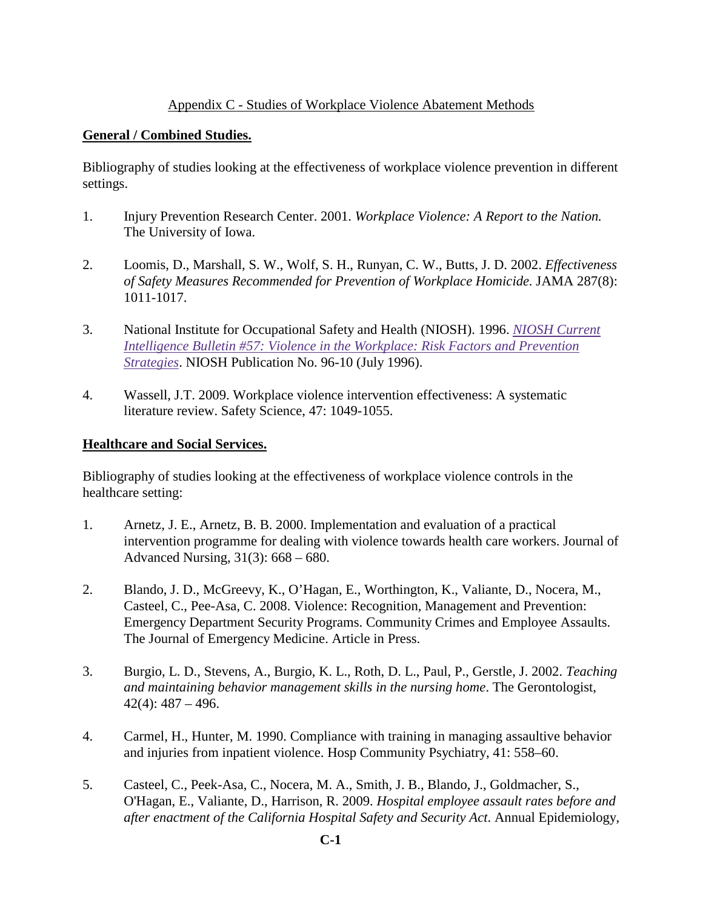Appendix C - Studies of Workplace Violence Abatement Methods

**General / Combined Studies.**

Bibliography of studies looking at the effectiveness of workplace violence prevention in different settings.

1. Injury Prevention Research Center. 2001. *Workplace Violence: A Report to the Nation.* The University of Iowa.

2. Loomis, D., Marshall, S. W., Wolf, S. H., Runyan, C. W., Butts, J. D. 2002. *Effectiveness of Safety Measures Recommended for Prevention of Workplace Homicide.* JAMA 287(8): 1011-1017.

3. National Institute for Occupational Safety and Health (NIOSH). 1996. *NIOSH Current Intelligence Bulletin #57: Violence in the Workplace: Risk Factors and Prevention Strategies*. NIOSH Publication No. 96-10 (July 1996).

4. Wassell, J.T. 2009. Workplace violence intervention effectiveness: A systematic literature review. Safety Science, 47: 1049-1055.

**Healthcare and Social Services.**

Bibliography of studies looking at the effectiveness of workplace violence controls in the healthcare setting:

1. Arnetz, J. E., Arnetz, B. B. 2000. Implementation and evaluation of a practical intervention programme for dealing with violence towards health care workers. Journal of Advanced Nursing, 31(3): 668 – 680.

2. Blando, J. D., McGreevy, K., O'Hagan, E., Worthington, K., Valiante, D., Nocera, M., Casteel, C., Pee-Asa, C. 2008. Violence: Recognition, Management and Prevention: Emergency Department Security Programs. Community Crimes and Employee Assaults. The Journal of Emergency Medicine. Article in Press.

3. Burgio, L. D., Stevens, A., Burgio, K. L., Roth, D. L., Paul, P., Gerstle, J. 2002. *Teaching and maintaining behavior management skills in the nursing home*. The Gerontologist, 42(4): 487 – 496.

4. Carmel, H., Hunter, M. 1990. Compliance with training in managing assaultive behavior and injuries from inpatient violence. Hosp Community Psychiatry, 41: 558–60.

5. Casteel, C., Peek-Asa, C., Nocera, M. A., Smith, J. B., Blando, J., Goldmacher, S., O'Hagan, E., Valiante, D., Harrison, R. 2009. *Hospital employee assault rates before and after enactment of the California Hospital Safety and Security Act*. Annual Epidemiology,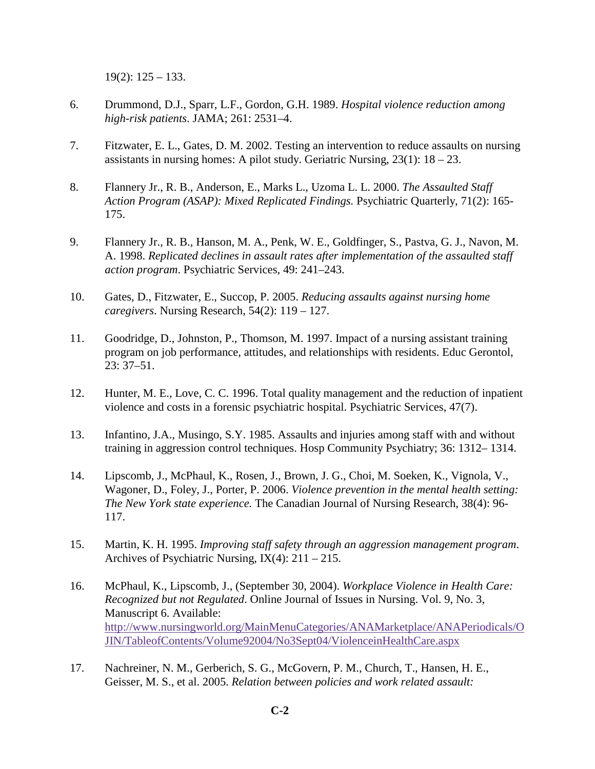19(2): 125 – 133.

6. Drummond, D.J., Sparr, L.F., Gordon, G.H. 1989. *Hospital violence reduction among high-risk patients*. JAMA; 261: 2531–4.

7. Fitzwater, E. L., Gates, D. M. 2002. Testing an intervention to reduce assaults on nursing assistants in nursing homes: A pilot study. Geriatric Nursing, 23(1): 18 – 23.

8. Flannery Jr., R. B., Anderson, E., Marks L., Uzoma L. L. 2000. *The Assaulted Staff Action Program (ASAP): Mixed Replicated Findings.* Psychiatric Quarterly, 71(2): 165-175.

9. Flannery Jr., R. B., Hanson, M. A., Penk, W. E., Goldfinger, S., Pastva, G. J., Navon, M. A. 1998. *Replicated declines in assault rates after implementation of the assaulted staff action program*. Psychiatric Services, 49: 241–243.

10. Gates, D., Fitzwater, E., Succop, P. 2005. *Reducing assaults against nursing home caregivers*. Nursing Research, 54(2): 119 – 127.

11. Goodridge, D., Johnston, P., Thomson, M. 1997. Impact of a nursing assistant training program on job performance, attitudes, and relationships with residents. Educ Gerontol, 23: 37–51.

12. Hunter, M. E., Love, C. C. 1996. Total quality management and the reduction of inpatient violence and costs in a forensic psychiatric hospital. Psychiatric Services, 47(7).

13. Infantino, J.A., Musingo, S.Y. 1985. Assaults and injuries among staff with and without training in aggression control techniques. Hosp Community Psychiatry; 36: 1312– 1314.

14. Lipscomb, J., McPhaul, K., Rosen, J., Brown, J. G., Choi, M. Soeken, K., Vignola, V., Wagoner, D., Foley, J., Porter, P. 2006. *Violence prevention in the mental health setting: The New York state experience.* The Canadian Journal of Nursing Research, 38(4): 96-117.

15. Martin, K. H. 1995. *Improving staff safety through an aggression management program*. Archives of Psychiatric Nursing, IX(4): 211 – 215.

16. McPhaul, K., Lipscomb, J., (September 30, 2004). *Workplace Violence in Health Care: Recognized but not Regulated*. Online Journal of Issues in Nursing. Vol. 9, No. 3, Manuscript 6. Available: [http://www.nursingworld.org/MainMenuCategories/ANAMarketplace/ANAPeriodicals/OJIN/TableofContents/Volume92004/No3Sept04/ViolenceinHealthCare.aspx](http://www.nursingworld.org/MainMenuCategories/ANAMarketplace/ANAPeriodicals/OJIN/TableofContents/Volume92004/No3Sept04/ViolenceinHealthCare.aspx)

17. Nachreiner, N. M., Gerberich, S. G., McGovern, P. M., Church, T., Hansen, H. E., Geisser, M. S., et al. 2005. *Relation between policies and work related assault:*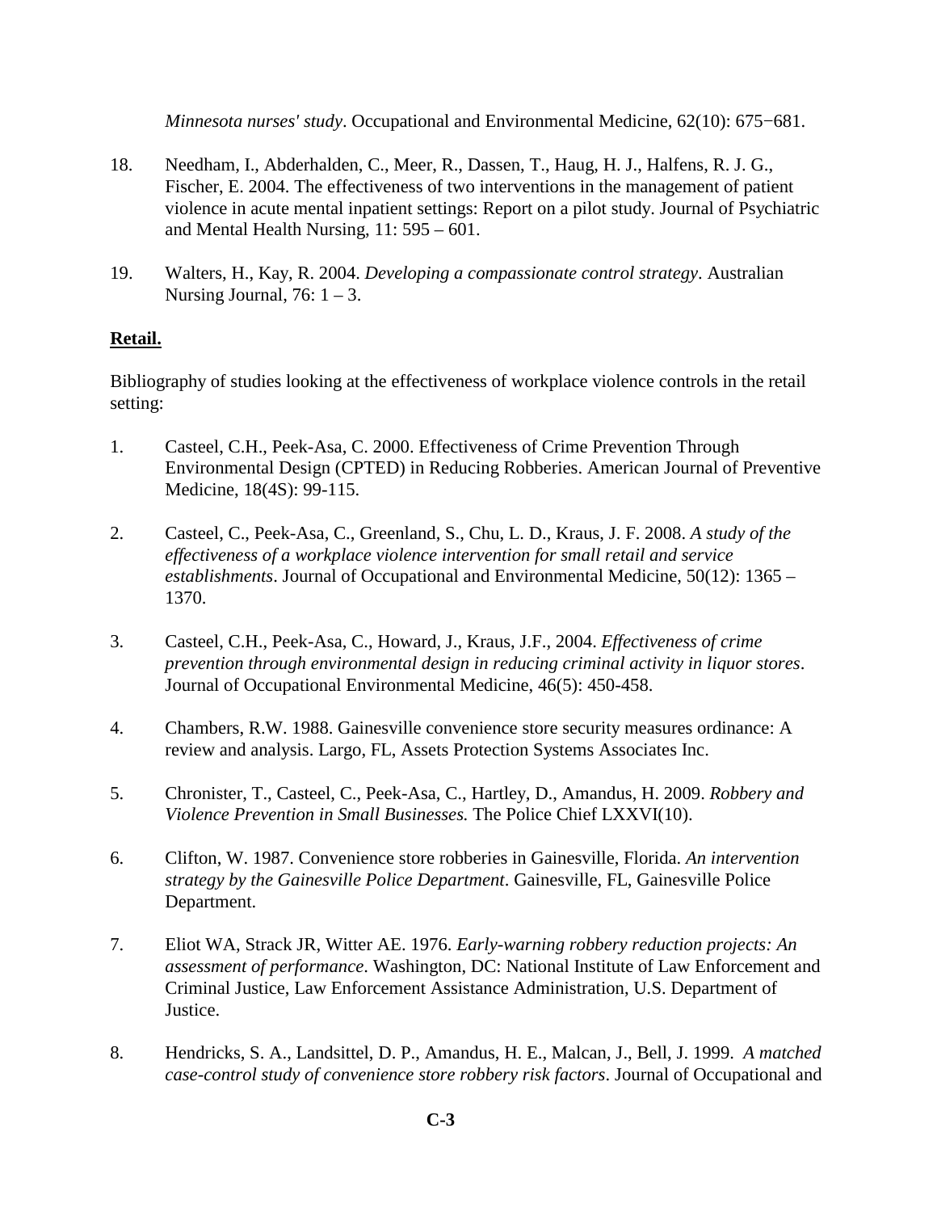*Minnesota nurses' study*. Occupational and Environmental Medicine, 62(10): 675−681.

18. Needham, I., Abderhalden, C., Meer, R., Dassen, T., Haug, H. J., Halfens, R. J. G., Fischer, E. 2004. The effectiveness of two interventions in the management of patient violence in acute mental inpatient settings: Report on a pilot study. Journal of Psychiatric and Mental Health Nursing, 11: 595 – 601.

19. Walters, H., Kay, R. 2004. *Developing a compassionate control strategy*. Australian Nursing Journal, 76: 1 – 3.

**Retail.**

Bibliography of studies looking at the effectiveness of workplace violence controls in the retail setting:

1. Casteel, C.H., Peek-Asa, C. 2000. Effectiveness of Crime Prevention Through Environmental Design (CPTED) in Reducing Robberies. American Journal of Preventive Medicine, 18(4S): 99-115.

2. Casteel, C., Peek-Asa, C., Greenland, S., Chu, L. D., Kraus, J. F. 2008. *A study of the effectiveness of a workplace violence intervention for small retail and service establishments*. Journal of Occupational and Environmental Medicine, 50(12): 1365 – 1370.

3. Casteel, C.H., Peek-Asa, C., Howard, J., Kraus, J.F., 2004. *Effectiveness of crime prevention through environmental design in reducing criminal activity in liquor stores*. Journal of Occupational Environmental Medicine, 46(5): 450-458.

4. Chambers, R.W. 1988. Gainesville convenience store security measures ordinance: A review and analysis. Largo, FL, Assets Protection Systems Associates Inc.

5. Chronister, T., Casteel, C., Peek-Asa, C., Hartley, D., Amandus, H. 2009. *Robbery and Violence Prevention in Small Businesses.* The Police Chief LXXVI(10).

6. Clifton, W. 1987. Convenience store robberies in Gainesville, Florida. *An intervention strategy by the Gainesville Police Department*. Gainesville, FL, Gainesville Police Department.

7. Eliot WA, Strack JR, Witter AE. 1976. *Early-warning robbery reduction projects: An assessment of performance*. Washington, DC: National Institute of Law Enforcement and Criminal Justice, Law Enforcement Assistance Administration, U.S. Department of Justice.

8. Hendricks, S. A., Landsittel, D. P., Amandus, H. E., Malcan, J., Bell, J. 1999. *A matched case-control study of convenience store robbery risk factors*. Journal of Occupational and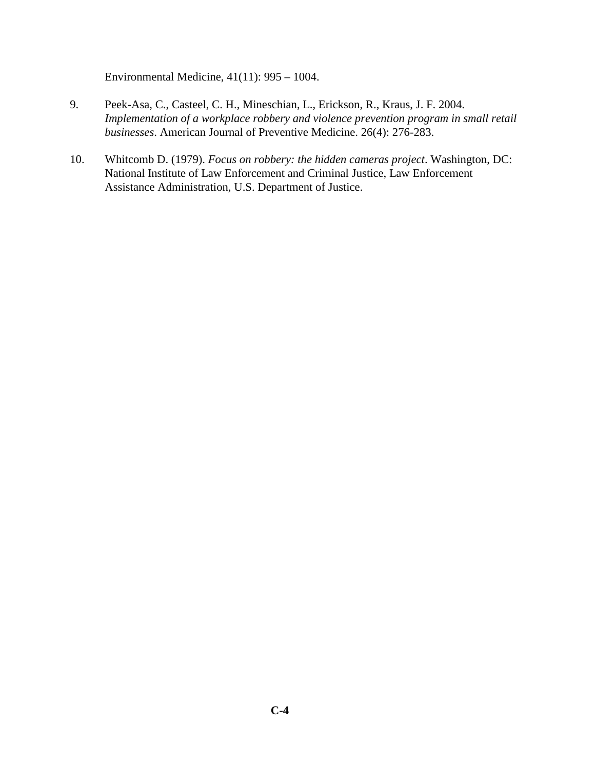Environmental Medicine, 41(11): 995 – 1004.

9. Peek-Asa, C., Casteel, C. H., Mineschian, L., Erickson, R., Kraus, J. F. 2004. *Implementation of a workplace robbery and violence prevention program in small retail businesses*. American Journal of Preventive Medicine. 26(4): 276-283.

10. Whitcomb D. (1979). *Focus on robbery: the hidden cameras project*. Washington, DC: National Institute of Law Enforcement and Criminal Justice, Law Enforcement Assistance Administration, U.S. Department of Justice.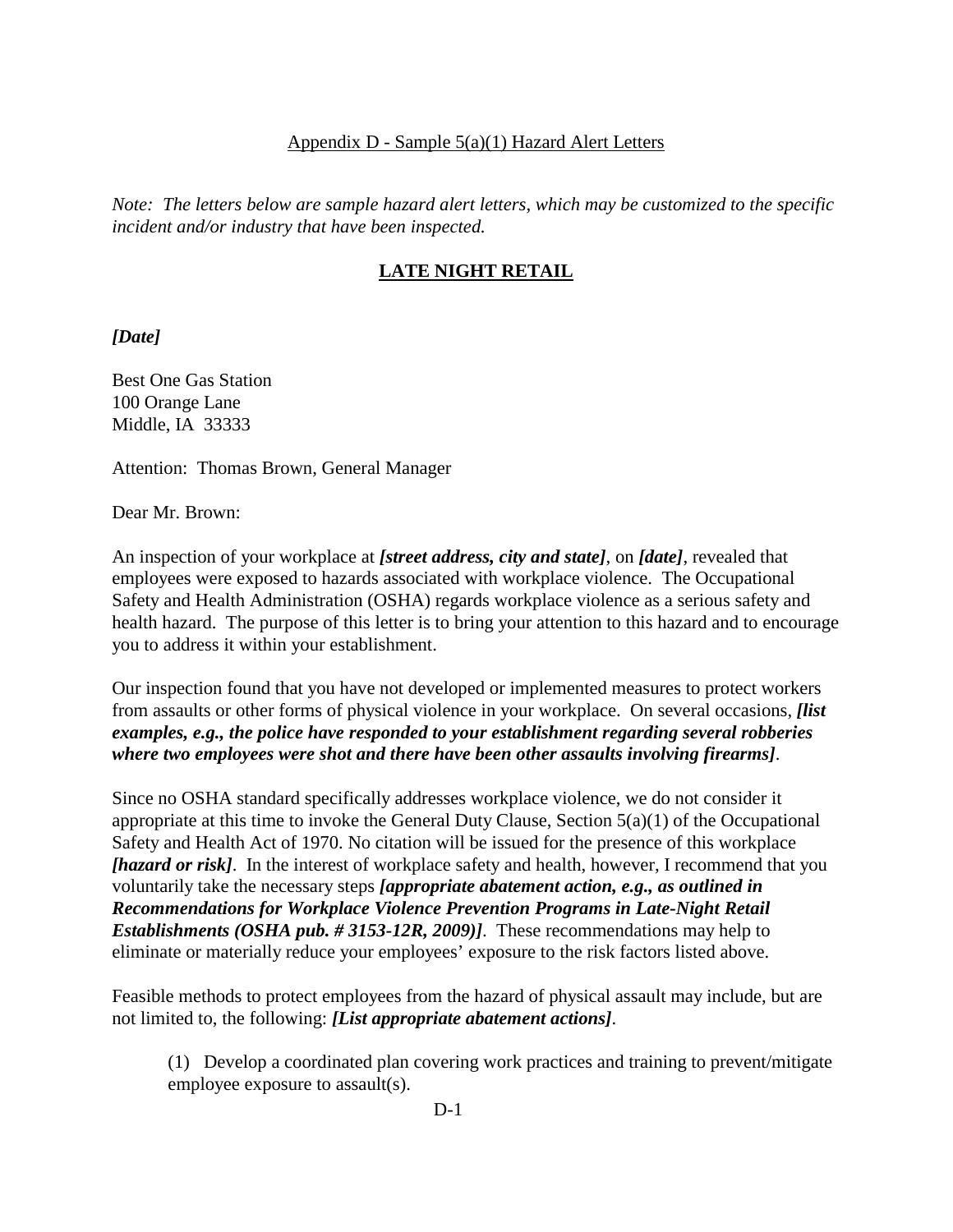Appendix D - Sample 5(a)(1) Hazard Alert Letters

*Note: The letters below are sample hazard alert letters, which may be customized to the specific incident and/or industry that have been inspected.*

## LATE NIGHT RETAIL

***[Date]***

Best One Gas Station
100 Orange Lane
Middle, IA 33333

Attention: Thomas Brown, General Manager

Dear Mr. Brown:

An inspection of your workplace at ***[street address, city and state]***, on ***[date]***, revealed that employees were exposed to hazards associated with workplace violence. The Occupational Safety and Health Administration (OSHA) regards workplace violence as a serious safety and health hazard. The purpose of this letter is to bring your attention to this hazard and to encourage you to address it within your establishment.

Our inspection found that you have not developed or implemented measures to protect workers from assaults or other forms of physical violence in your workplace. On several occasions, ***[list examples, e.g., the police have responded to your establishment regarding several robberies where two employees were shot and there have been other assaults involving firearms]***.

Since no OSHA standard specifically addresses workplace violence, we do not consider it appropriate at this time to invoke the General Duty Clause, Section 5(a)(1) of the Occupational Safety and Health Act of 1970. No citation will be issued for the presence of this workplace ***[hazard or risk]***. In the interest of workplace safety and health, however, I recommend that you voluntarily take the necessary steps ***[appropriate abatement action, e.g., as outlined in Recommendations for Workplace Violence Prevention Programs in Late-Night Retail Establishments (OSHA pub. # 3153-12R, 2009)]***. These recommendations may help to eliminate or materially reduce your employees' exposure to the risk factors listed above.

Feasible methods to protect employees from the hazard of physical assault may include, but are not limited to, the following: ***[List appropriate abatement actions]***.

(1) Develop a coordinated plan covering work practices and training to prevent/mitigate employee exposure to assault(s).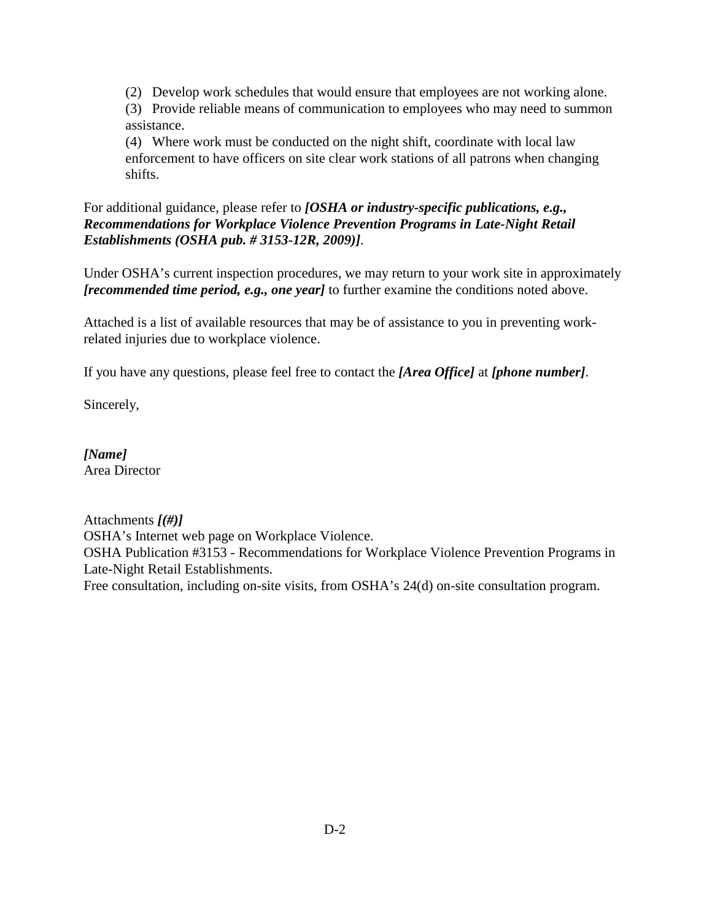(2) Develop work schedules that would ensure that employees are not working alone.

(3) Provide reliable means of communication to employees who may need to summon assistance.

(4) Where work must be conducted on the night shift, coordinate with local law enforcement to have officers on site clear work stations of all patrons when changing shifts.

For additional guidance, please refer to ***[OSHA or industry-specific publications, e.g., Recommendations for Workplace Violence Prevention Programs in Late-Night Retail Establishments (OSHA pub. # 3153-12R, 2009)]***.

Under OSHA's current inspection procedures, we may return to your work site in approximately ***[recommended time period, e.g., one year]*** to further examine the conditions noted above.

Attached is a list of available resources that may be of assistance to you in preventing work-related injuries due to workplace violence.

If you have any questions, please feel free to contact the ***[Area Office]*** at ***[phone number]***.

Sincerely,

***[Name]***
Area Director

Attachments ***[(#)]***
OSHA's Internet web page on Workplace Violence.
OSHA Publication #3153 - Recommendations for Workplace Violence Prevention Programs in Late-Night Retail Establishments.
Free consultation, including on-site visits, from OSHA's 24(d) on-site consultation program.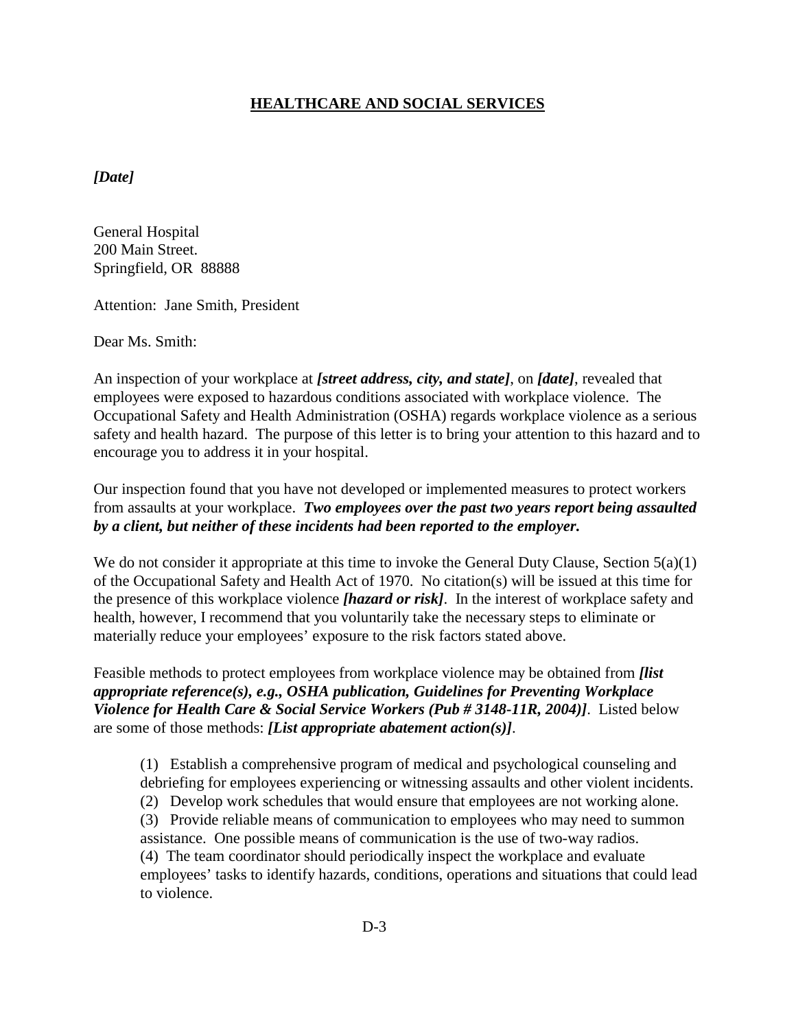## HEALTHCARE AND SOCIAL SERVICES

***[Date]***

General Hospital
200 Main Street.
Springfield, OR  88888

Attention:  Jane Smith, President

Dear Ms. Smith:

An inspection of your workplace at ***[street address, city, and state]***, on ***[date]***, revealed that employees were exposed to hazardous conditions associated with workplace violence. The Occupational Safety and Health Administration (OSHA) regards workplace violence as a serious safety and health hazard. The purpose of this letter is to bring your attention to this hazard and to encourage you to address it in your hospital.

Our inspection found that you have not developed or implemented measures to protect workers from assaults at your workplace. ***Two employees over the past two years report being assaulted by a client, but neither of these incidents had been reported to the employer.***

We do not consider it appropriate at this time to invoke the General Duty Clause, Section 5(a)(1) of the Occupational Safety and Health Act of 1970. No citation(s) will be issued at this time for the presence of this workplace violence ***[hazard or risk]***. In the interest of workplace safety and health, however, I recommend that you voluntarily take the necessary steps to eliminate or materially reduce your employees' exposure to the risk factors stated above.

Feasible methods to protect employees from workplace violence may be obtained from ***[list appropriate reference(s), e.g., OSHA publication, Guidelines for Preventing Workplace Violence for Health Care & Social Service Workers (Pub # 3148-11R, 2004)]***. Listed below are some of those methods: ***[List appropriate abatement action(s)]***.

(1) Establish a comprehensive program of medical and psychological counseling and debriefing for employees experiencing or witnessing assaults and other violent incidents.
(2) Develop work schedules that would ensure that employees are not working alone.
(3) Provide reliable means of communication to employees who may need to summon assistance. One possible means of communication is the use of two-way radios.
(4) The team coordinator should periodically inspect the workplace and evaluate employees' tasks to identify hazards, conditions, operations and situations that could lead to violence.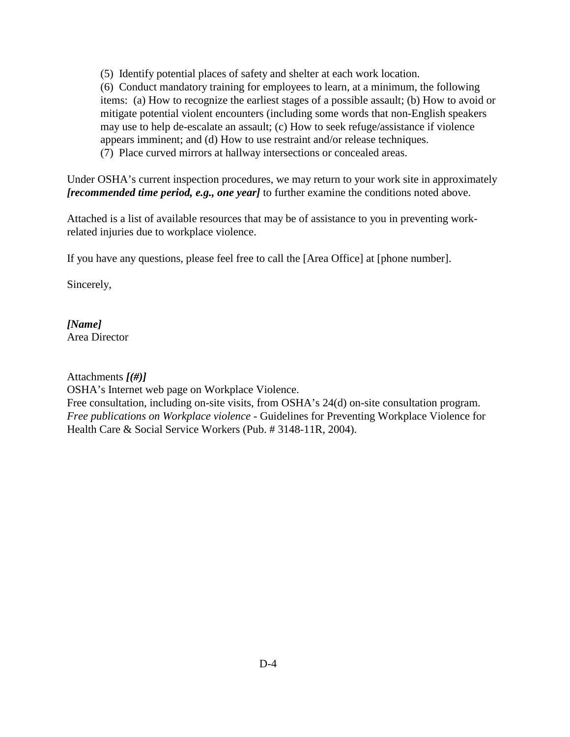(5) Identify potential places of safety and shelter at each work location.

(6) Conduct mandatory training for employees to learn, at a minimum, the following items: (a) How to recognize the earliest stages of a possible assault; (b) How to avoid or mitigate potential violent encounters (including some words that non-English speakers may use to help de-escalate an assault; (c) How to seek refuge/assistance if violence appears imminent; and (d) How to use restraint and/or release techniques.

(7) Place curved mirrors at hallway intersections or concealed areas.

Under OSHA's current inspection procedures, we may return to your work site in approximately ***[recommended time period, e.g., one year]*** to further examine the conditions noted above.

Attached is a list of available resources that may be of assistance to you in preventing work-related injuries due to workplace violence.

If you have any questions, please feel free to call the [Area Office] at [phone number].

Sincerely,

***[Name]***
Area Director

Attachments ***[(#)]***
OSHA's Internet web page on Workplace Violence.
Free consultation, including on-site visits, from OSHA's 24(d) on-site consultation program.
*Free publications on Workplace violence* - Guidelines for Preventing Workplace Violence for Health Care & Social Service Workers (Pub. # 3148-11R, 2004).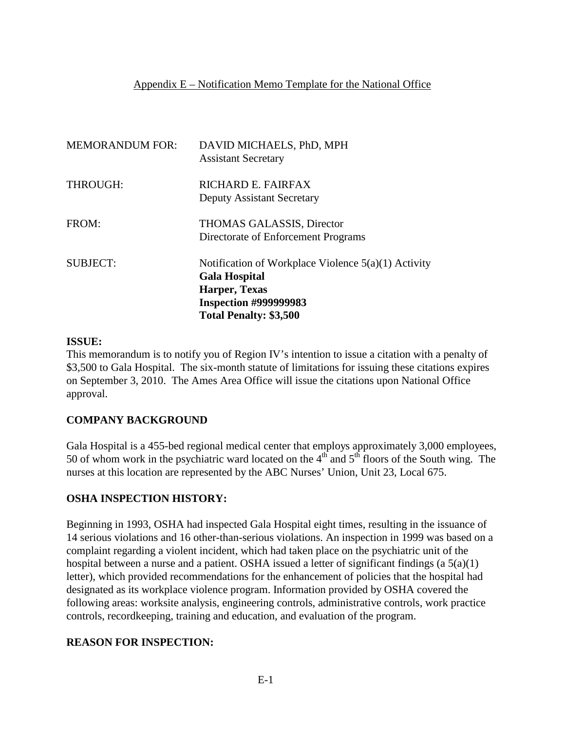Appendix E – Notification Memo Template for the National Office

| | |
|---|---|
| MEMORANDUM FOR: | DAVID MICHAELS, PhD, MPH<br>Assistant Secretary |
| THROUGH: | RICHARD E. FAIRFAX<br>Deputy Assistant Secretary |
| FROM: | THOMAS GALASSIS, Director<br>Directorate of Enforcement Programs |
| SUBJECT: | Notification of Workplace Violence 5(a)(1) Activity<br>**Gala Hospital**<br>**Harper, Texas**<br>**Inspection #999999983**<br>**Total Penalty: $3,500** |

**ISSUE:**

This memorandum is to notify you of Region IV's intention to issue a citation with a penalty of $3,500 to Gala Hospital. The six-month statute of limitations for issuing these citations expires on September 3, 2010. The Ames Area Office will issue the citations upon National Office approval.

**COMPANY BACKGROUND**

Gala Hospital is a 455-bed regional medical center that employs approximately 3,000 employees, 50 of whom work in the psychiatric ward located on the 4th and 5th floors of the South wing. The nurses at this location are represented by the ABC Nurses' Union, Unit 23, Local 675.

**OSHA INSPECTION HISTORY:**

Beginning in 1993, OSHA had inspected Gala Hospital eight times, resulting in the issuance of 14 serious violations and 16 other-than-serious violations. An inspection in 1999 was based on a complaint regarding a violent incident, which had taken place on the psychiatric unit of the hospital between a nurse and a patient. OSHA issued a letter of significant findings (a 5(a)(1) letter), which provided recommendations for the enhancement of policies that the hospital had designated as its workplace violence program. Information provided by OSHA covered the following areas: worksite analysis, engineering controls, administrative controls, work practice controls, recordkeeping, training and education, and evaluation of the program.

**REASON FOR INSPECTION:**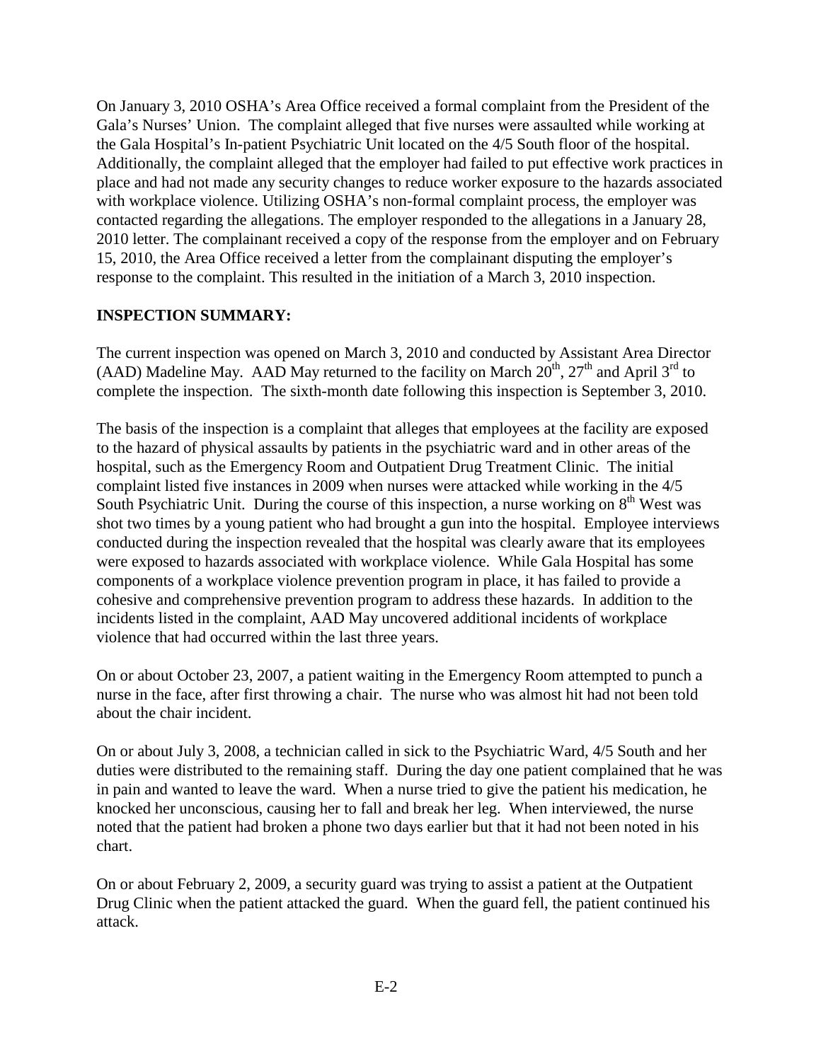On January 3, 2010 OSHA's Area Office received a formal complaint from the President of the Gala's Nurses' Union. The complaint alleged that five nurses were assaulted while working at the Gala Hospital's In-patient Psychiatric Unit located on the 4/5 South floor of the hospital. Additionally, the complaint alleged that the employer had failed to put effective work practices in place and had not made any security changes to reduce worker exposure to the hazards associated with workplace violence. Utilizing OSHA's non-formal complaint process, the employer was contacted regarding the allegations. The employer responded to the allegations in a January 28, 2010 letter. The complainant received a copy of the response from the employer and on February 15, 2010, the Area Office received a letter from the complainant disputing the employer's response to the complaint. This resulted in the initiation of a March 3, 2010 inspection.

**INSPECTION SUMMARY:**

The current inspection was opened on March 3, 2010 and conducted by Assistant Area Director (AAD) Madeline May. AAD May returned to the facility on March 20th, 27th and April 3rd to complete the inspection. The sixth-month date following this inspection is September 3, 2010.

The basis of the inspection is a complaint that alleges that employees at the facility are exposed to the hazard of physical assaults by patients in the psychiatric ward and in other areas of the hospital, such as the Emergency Room and Outpatient Drug Treatment Clinic. The initial complaint listed five instances in 2009 when nurses were attacked while working in the 4/5 South Psychiatric Unit. During the course of this inspection, a nurse working on 8th West was shot two times by a young patient who had brought a gun into the hospital. Employee interviews conducted during the inspection revealed that the hospital was clearly aware that its employees were exposed to hazards associated with workplace violence. While Gala Hospital has some components of a workplace violence prevention program in place, it has failed to provide a cohesive and comprehensive prevention program to address these hazards. In addition to the incidents listed in the complaint, AAD May uncovered additional incidents of workplace violence that had occurred within the last three years.

On or about October 23, 2007, a patient waiting in the Emergency Room attempted to punch a nurse in the face, after first throwing a chair. The nurse who was almost hit had not been told about the chair incident.

On or about July 3, 2008, a technician called in sick to the Psychiatric Ward, 4/5 South and her duties were distributed to the remaining staff. During the day one patient complained that he was in pain and wanted to leave the ward. When a nurse tried to give the patient his medication, he knocked her unconscious, causing her to fall and break her leg. When interviewed, the nurse noted that the patient had broken a phone two days earlier but that it had not been noted in his chart.

On or about February 2, 2009, a security guard was trying to assist a patient at the Outpatient Drug Clinic when the patient attacked the guard. When the guard fell, the patient continued his attack.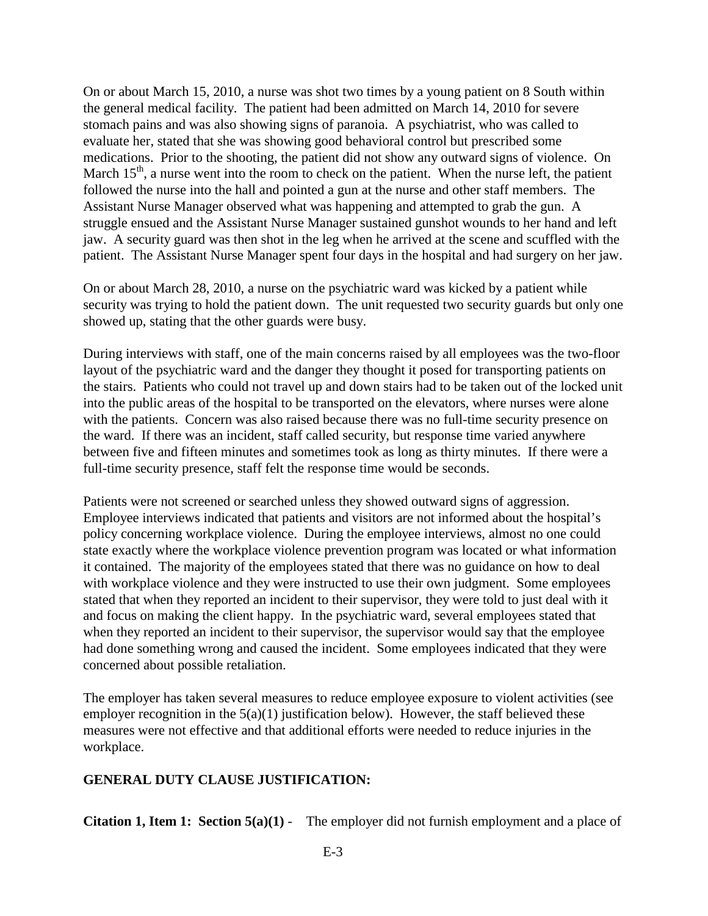On or about March 15, 2010, a nurse was shot two times by a young patient on 8 South within the general medical facility. The patient had been admitted on March 14, 2010 for severe stomach pains and was also showing signs of paranoia. A psychiatrist, who was called to evaluate her, stated that she was showing good behavioral control but prescribed some medications. Prior to the shooting, the patient did not show any outward signs of violence. On March 15th, a nurse went into the room to check on the patient. When the nurse left, the patient followed the nurse into the hall and pointed a gun at the nurse and other staff members. The Assistant Nurse Manager observed what was happening and attempted to grab the gun. A struggle ensued and the Assistant Nurse Manager sustained gunshot wounds to her hand and left jaw. A security guard was then shot in the leg when he arrived at the scene and scuffled with the patient. The Assistant Nurse Manager spent four days in the hospital and had surgery on her jaw.

On or about March 28, 2010, a nurse on the psychiatric ward was kicked by a patient while security was trying to hold the patient down. The unit requested two security guards but only one showed up, stating that the other guards were busy.

During interviews with staff, one of the main concerns raised by all employees was the two-floor layout of the psychiatric ward and the danger they thought it posed for transporting patients on the stairs. Patients who could not travel up and down stairs had to be taken out of the locked unit into the public areas of the hospital to be transported on the elevators, where nurses were alone with the patients. Concern was also raised because there was no full-time security presence on the ward. If there was an incident, staff called security, but response time varied anywhere between five and fifteen minutes and sometimes took as long as thirty minutes. If there were a full-time security presence, staff felt the response time would be seconds.

Patients were not screened or searched unless they showed outward signs of aggression. Employee interviews indicated that patients and visitors are not informed about the hospital's policy concerning workplace violence. During the employee interviews, almost no one could state exactly where the workplace violence prevention program was located or what information it contained. The majority of the employees stated that there was no guidance on how to deal with workplace violence and they were instructed to use their own judgment. Some employees stated that when they reported an incident to their supervisor, they were told to just deal with it and focus on making the client happy. In the psychiatric ward, several employees stated that when they reported an incident to their supervisor, the supervisor would say that the employee had done something wrong and caused the incident. Some employees indicated that they were concerned about possible retaliation.

The employer has taken several measures to reduce employee exposure to violent activities (see employer recognition in the 5(a)(1) justification below). However, the staff believed these measures were not effective and that additional efforts were needed to reduce injuries in the workplace.

**GENERAL DUTY CLAUSE JUSTIFICATION:**

**Citation 1, Item 1: Section 5(a)(1)** - The employer did not furnish employment and a place of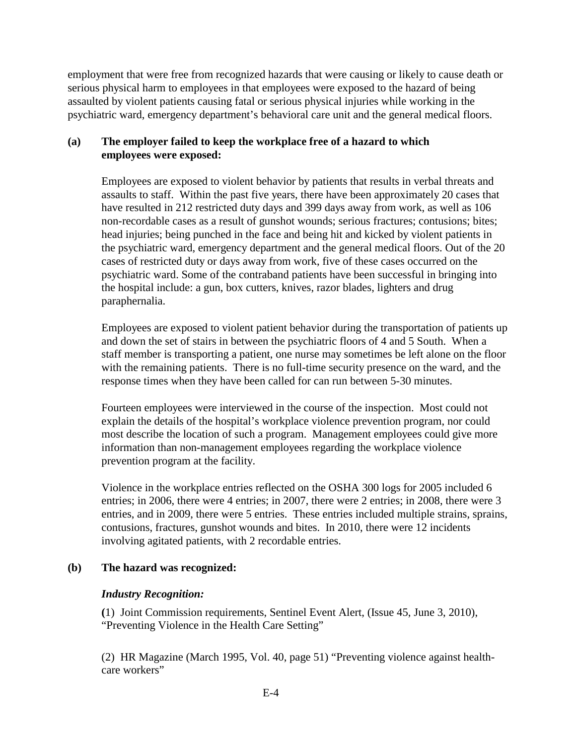employment that were free from recognized hazards that were causing or likely to cause death or serious physical harm to employees in that employees were exposed to the hazard of being assaulted by violent patients causing fatal or serious physical injuries while working in the psychiatric ward, emergency department's behavioral care unit and the general medical floors.

**(a) The employer failed to keep the workplace free of a hazard to which employees were exposed:**

Employees are exposed to violent behavior by patients that results in verbal threats and assaults to staff. Within the past five years, there have been approximately 20 cases that have resulted in 212 restricted duty days and 399 days away from work, as well as 106 non-recordable cases as a result of gunshot wounds; serious fractures; contusions; bites; head injuries; being punched in the face and being hit and kicked by violent patients in the psychiatric ward, emergency department and the general medical floors. Out of the 20 cases of restricted duty or days away from work, five of these cases occurred on the psychiatric ward. Some of the contraband patients have been successful in bringing into the hospital include: a gun, box cutters, knives, razor blades, lighters and drug paraphernalia.

Employees are exposed to violent patient behavior during the transportation of patients up and down the set of stairs in between the psychiatric floors of 4 and 5 South. When a staff member is transporting a patient, one nurse may sometimes be left alone on the floor with the remaining patients. There is no full-time security presence on the ward, and the response times when they have been called for can run between 5-30 minutes.

Fourteen employees were interviewed in the course of the inspection. Most could not explain the details of the hospital's workplace violence prevention program, nor could most describe the location of such a program. Management employees could give more information than non-management employees regarding the workplace violence prevention program at the facility.

Violence in the workplace entries reflected on the OSHA 300 logs for 2005 included 6 entries; in 2006, there were 4 entries; in 2007, there were 2 entries; in 2008, there were 3 entries, and in 2009, there were 5 entries. These entries included multiple strains, sprains, contusions, fractures, gunshot wounds and bites. In 2010, there were 12 incidents involving agitated patients, with 2 recordable entries.

**(b) The hazard was recognized:**

***Industry Recognition:***

**(**1) Joint Commission requirements, Sentinel Event Alert, (Issue 45, June 3, 2010), "Preventing Violence in the Health Care Setting"

(2) HR Magazine (March 1995, Vol. 40, page 51) "Preventing violence against health-care workers"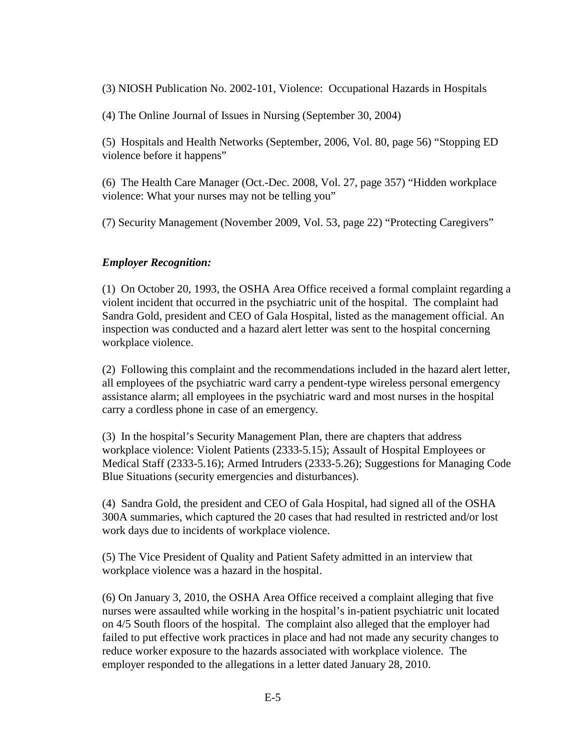(3) NIOSH Publication No. 2002-101, Violence: Occupational Hazards in Hospitals

(4) The Online Journal of Issues in Nursing (September 30, 2004)

(5) Hospitals and Health Networks (September, 2006, Vol. 80, page 56) "Stopping ED violence before it happens"

(6) The Health Care Manager (Oct.-Dec. 2008, Vol. 27, page 357) "Hidden workplace violence: What your nurses may not be telling you"

(7) Security Management (November 2009, Vol. 53, page 22) "Protecting Caregivers"

***Employer Recognition:***

(1) On October 20, 1993, the OSHA Area Office received a formal complaint regarding a violent incident that occurred in the psychiatric unit of the hospital. The complaint had Sandra Gold, president and CEO of Gala Hospital, listed as the management official. An inspection was conducted and a hazard alert letter was sent to the hospital concerning workplace violence.

(2) Following this complaint and the recommendations included in the hazard alert letter, all employees of the psychiatric ward carry a pendent-type wireless personal emergency assistance alarm; all employees in the psychiatric ward and most nurses in the hospital carry a cordless phone in case of an emergency.

(3) In the hospital's Security Management Plan, there are chapters that address workplace violence: Violent Patients (2333-5.15); Assault of Hospital Employees or Medical Staff (2333-5.16); Armed Intruders (2333-5.26); Suggestions for Managing Code Blue Situations (security emergencies and disturbances).

(4) Sandra Gold, the president and CEO of Gala Hospital, had signed all of the OSHA 300A summaries, which captured the 20 cases that had resulted in restricted and/or lost work days due to incidents of workplace violence.

(5) The Vice President of Quality and Patient Safety admitted in an interview that workplace violence was a hazard in the hospital.

(6) On January 3, 2010, the OSHA Area Office received a complaint alleging that five nurses were assaulted while working in the hospital's in-patient psychiatric unit located on 4/5 South floors of the hospital. The complaint also alleged that the employer had failed to put effective work practices in place and had not made any security changes to reduce worker exposure to the hazards associated with workplace violence. The employer responded to the allegations in a letter dated January 28, 2010.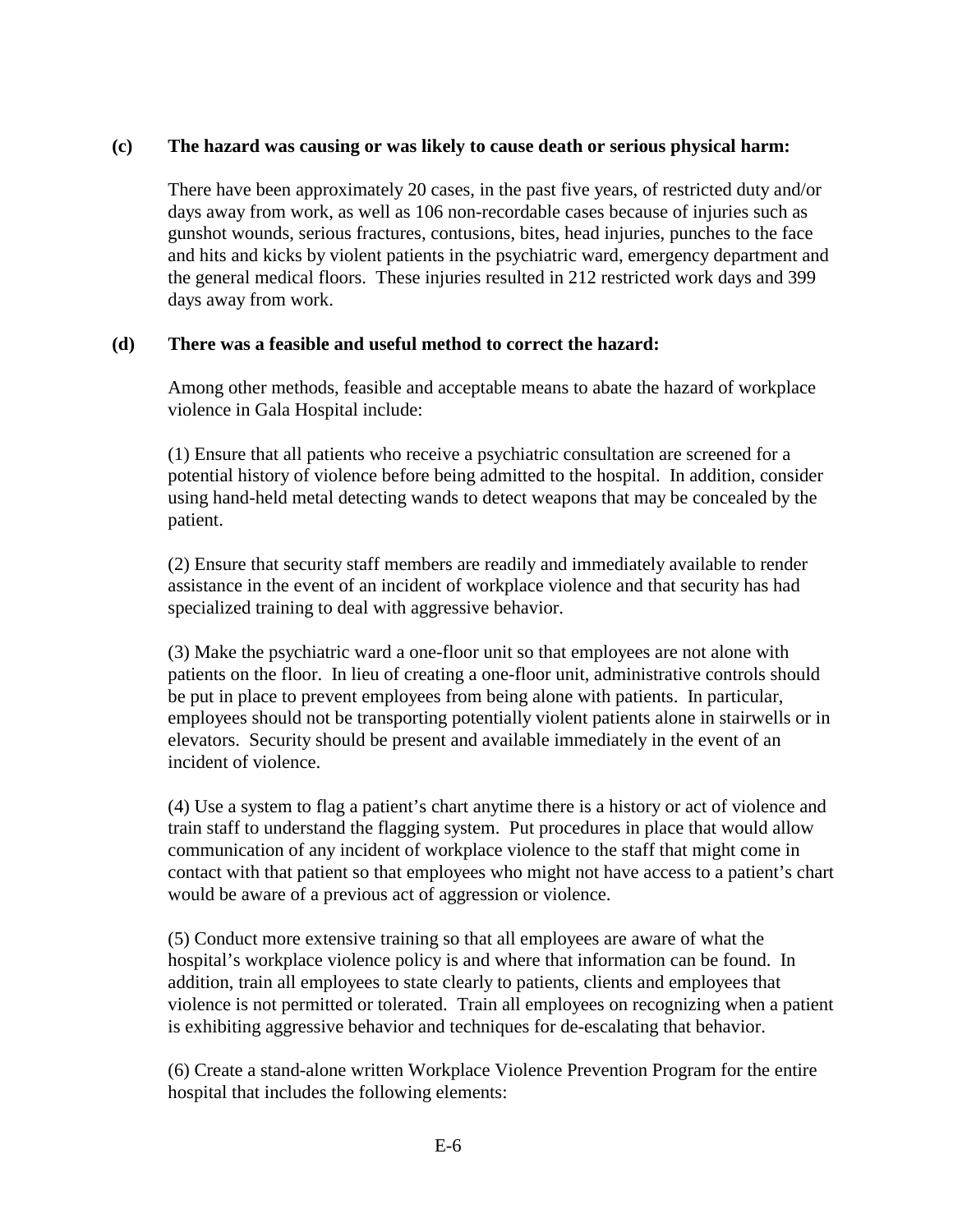**(c) The hazard was causing or was likely to cause death or serious physical harm:**

There have been approximately 20 cases, in the past five years, of restricted duty and/or days away from work, as well as 106 non-recordable cases because of injuries such as gunshot wounds, serious fractures, contusions, bites, head injuries, punches to the face and hits and kicks by violent patients in the psychiatric ward, emergency department and the general medical floors. These injuries resulted in 212 restricted work days and 399 days away from work.

**(d) There was a feasible and useful method to correct the hazard:**

Among other methods, feasible and acceptable means to abate the hazard of workplace violence in Gala Hospital include:

(1) Ensure that all patients who receive a psychiatric consultation are screened for a potential history of violence before being admitted to the hospital. In addition, consider using hand-held metal detecting wands to detect weapons that may be concealed by the patient.

(2) Ensure that security staff members are readily and immediately available to render assistance in the event of an incident of workplace violence and that security has had specialized training to deal with aggressive behavior.

(3) Make the psychiatric ward a one-floor unit so that employees are not alone with patients on the floor. In lieu of creating a one-floor unit, administrative controls should be put in place to prevent employees from being alone with patients. In particular, employees should not be transporting potentially violent patients alone in stairwells or in elevators. Security should be present and available immediately in the event of an incident of violence.

(4) Use a system to flag a patient's chart anytime there is a history or act of violence and train staff to understand the flagging system. Put procedures in place that would allow communication of any incident of workplace violence to the staff that might come in contact with that patient so that employees who might not have access to a patient's chart would be aware of a previous act of aggression or violence.

(5) Conduct more extensive training so that all employees are aware of what the hospital's workplace violence policy is and where that information can be found. In addition, train all employees to state clearly to patients, clients and employees that violence is not permitted or tolerated. Train all employees on recognizing when a patient is exhibiting aggressive behavior and techniques for de-escalating that behavior.

(6) Create a stand-alone written Workplace Violence Prevention Program for the entire hospital that includes the following elements: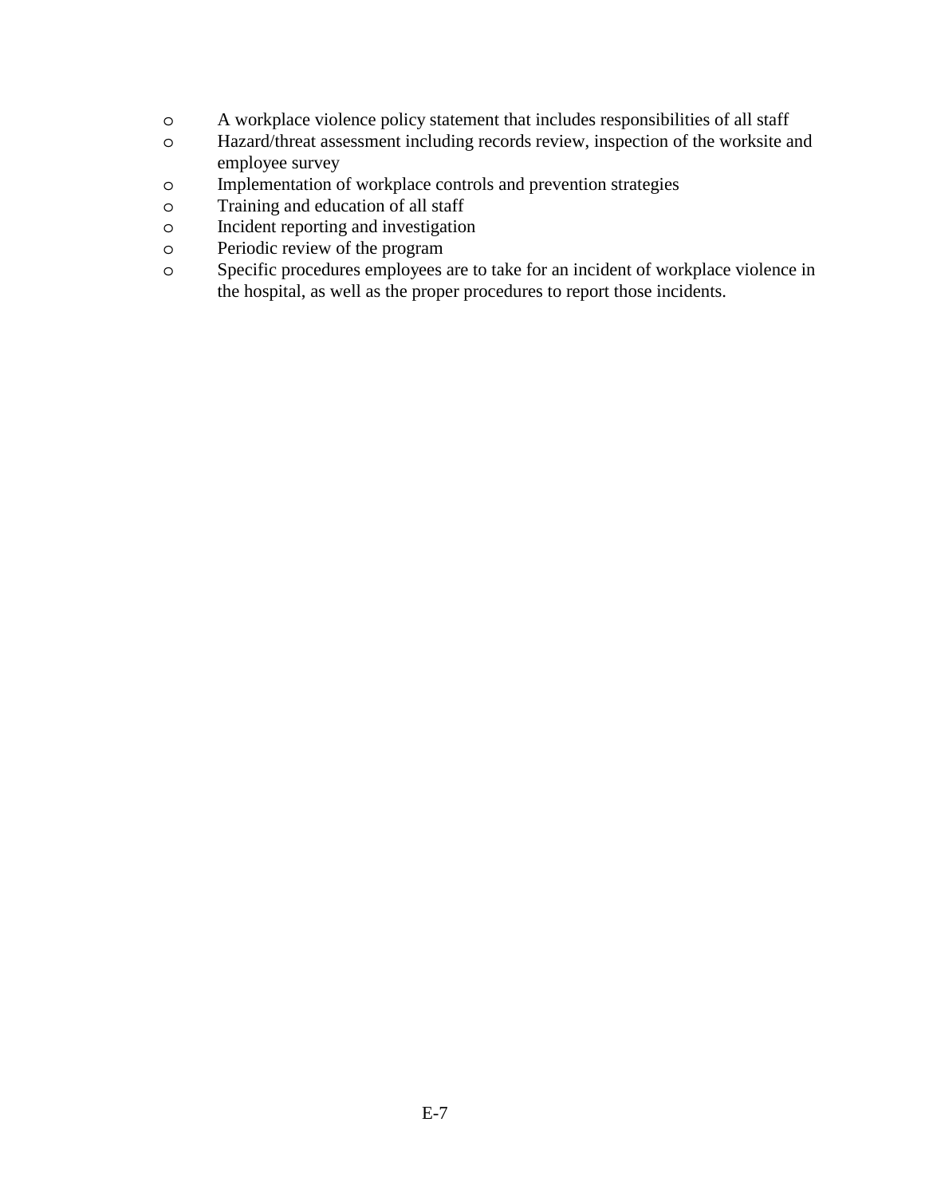- A workplace violence policy statement that includes responsibilities of all staff
- Hazard/threat assessment including records review, inspection of the worksite and employee survey
- Implementation of workplace controls and prevention strategies
- Training and education of all staff
- Incident reporting and investigation
- Periodic review of the program
- Specific procedures employees are to take for an incident of workplace violence in the hospital, as well as the proper procedures to report those incidents.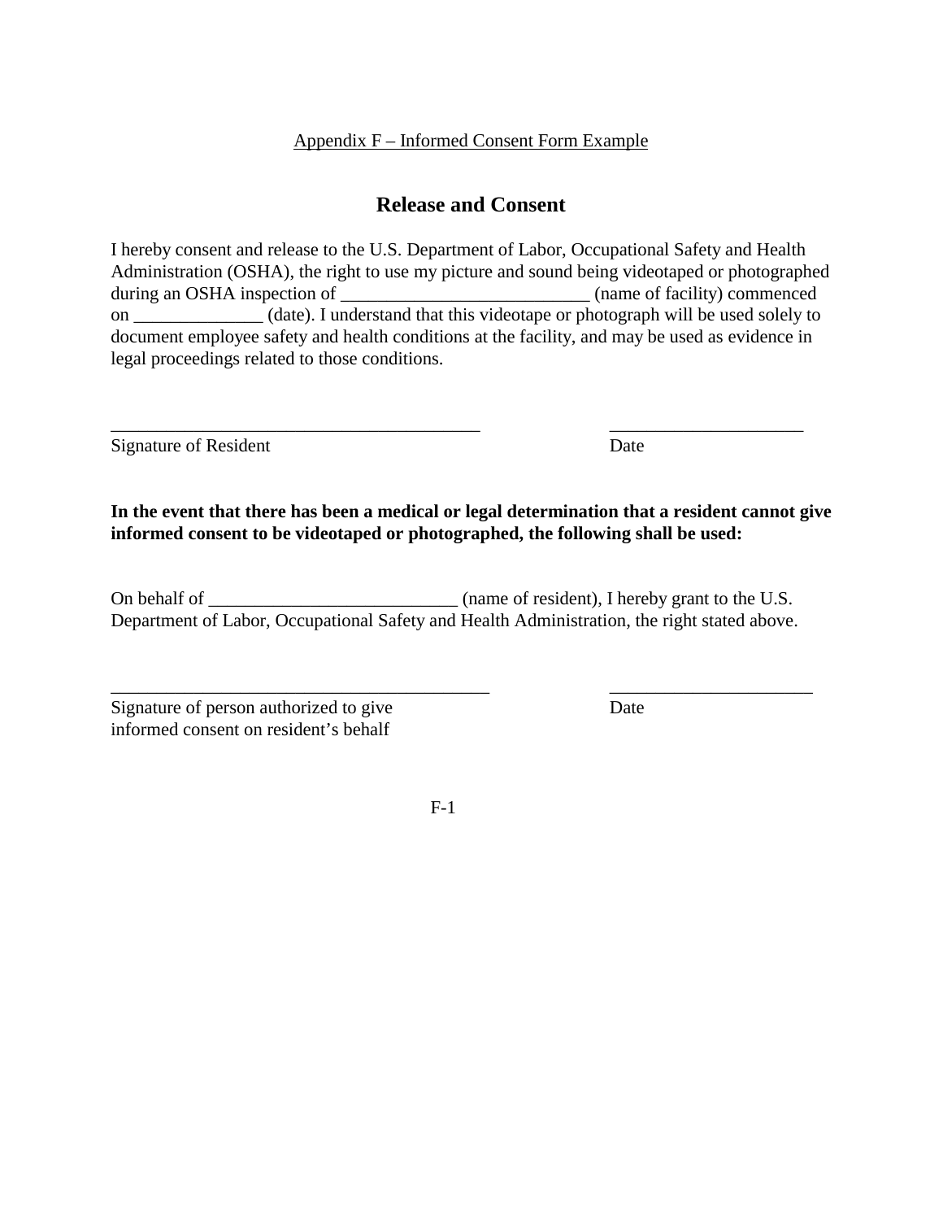Appendix F – Informed Consent Form Example

## Release and Consent

I hereby consent and release to the U.S. Department of Labor, Occupational Safety and Health Administration (OSHA), the right to use my picture and sound being videotaped or photographed during an OSHA inspection of ___________________________ (name of facility) commenced on ______________ (date). I understand that this videotape or photograph will be used solely to document employee safety and health conditions at the facility, and may be used as evidence in legal proceedings related to those conditions.

_________________________________________ ______________________
Signature of Resident Date

**In the event that there has been a medical or legal determination that a resident cannot give informed consent to be videotaped or photographed, the following shall be used:**

On behalf of ___________________________ (name of resident), I hereby grant to the U.S. Department of Labor, Occupational Safety and Health Administration, the right stated above.

__________________________________________ ______________________
Signature of person authorized to give informed consent on resident's behalf Date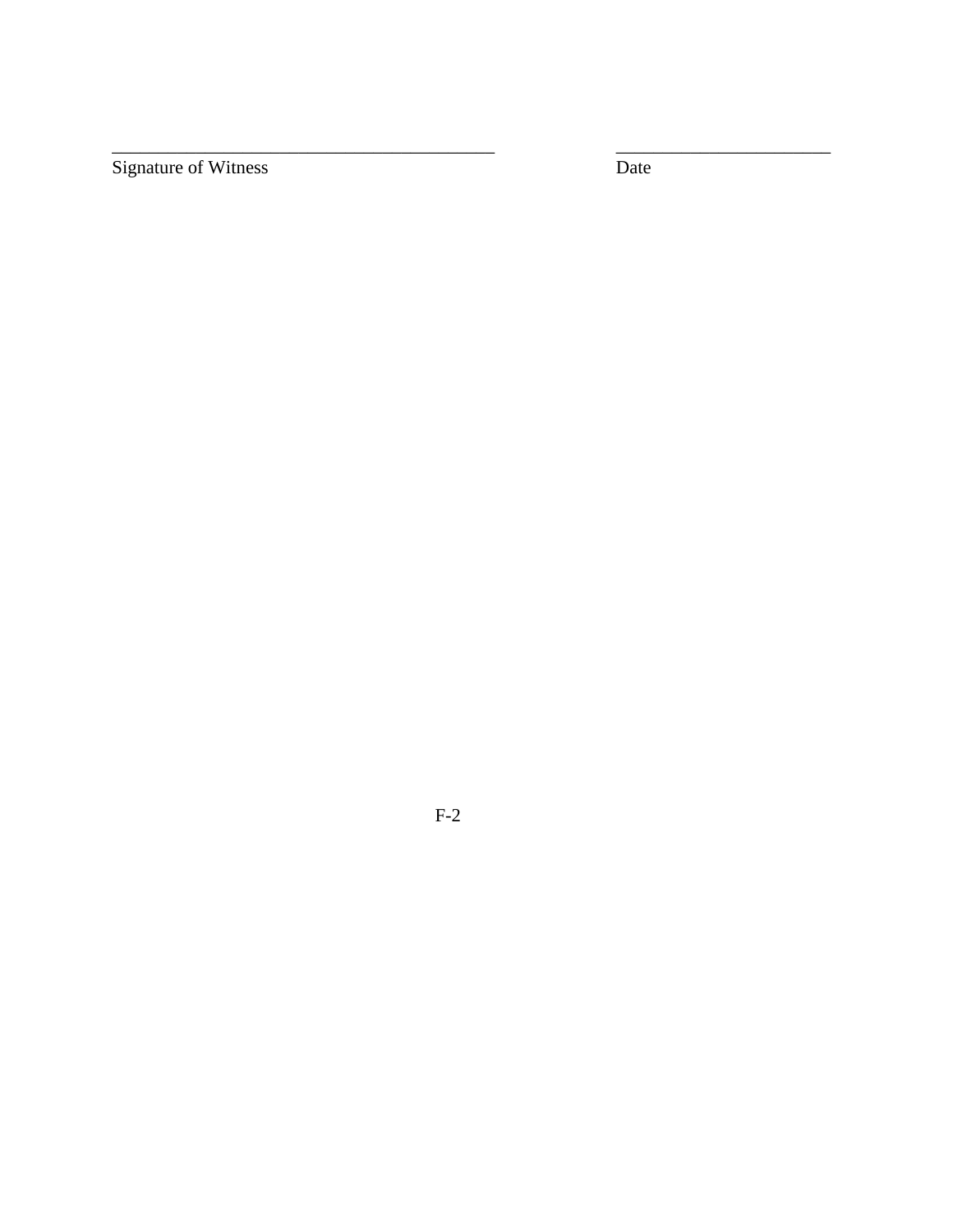\_\_\_\_\_\_\_\_\_\_\_\_\_\_\_\_\_\_\_\_\_\_\_\_\_\_\_\_\_\_\_\_\_\_\_\_\_\_\_\_\_\_ \_\_\_\_\_\_\_\_\_\_\_\_\_\_\_\_\_\_\_\_\_\_\_\_

Signature of Witness Date